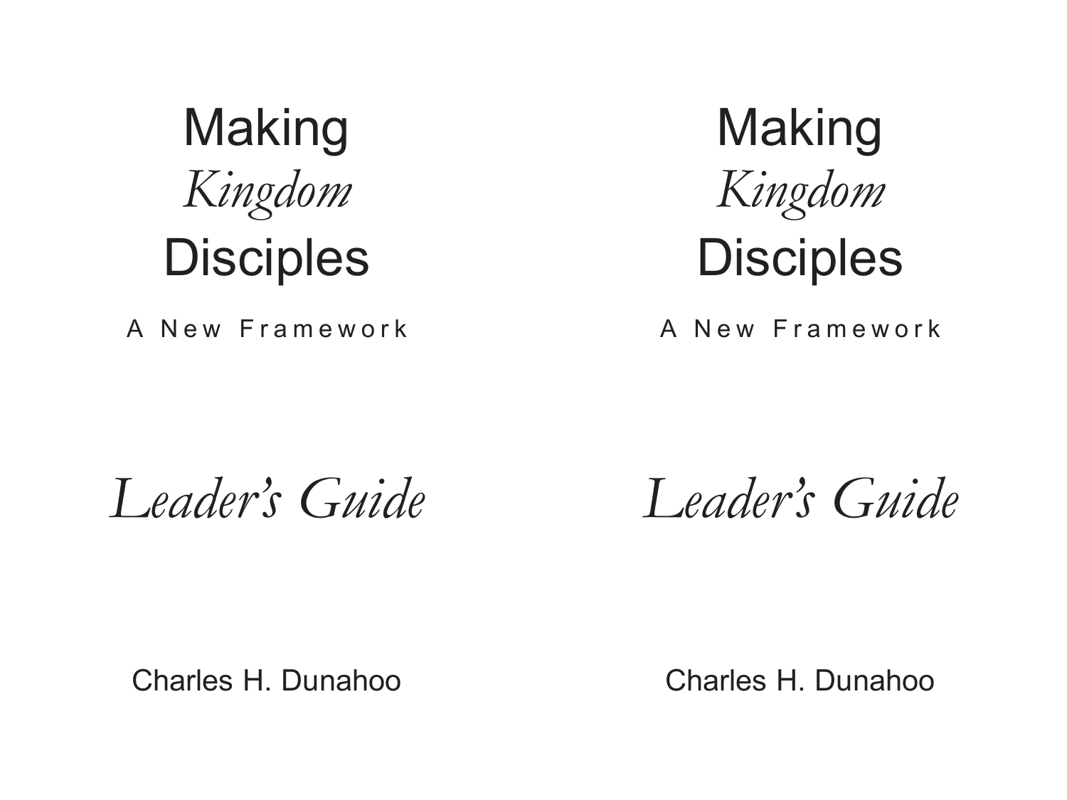# Making *Kingdom* Disciples

A New Framework

*Leader's Guide*

Charles H. Dunahoo

# Making *Kingdom* Disciples

A New Framework

*Leader's Guide*

Charles H. Dunahoo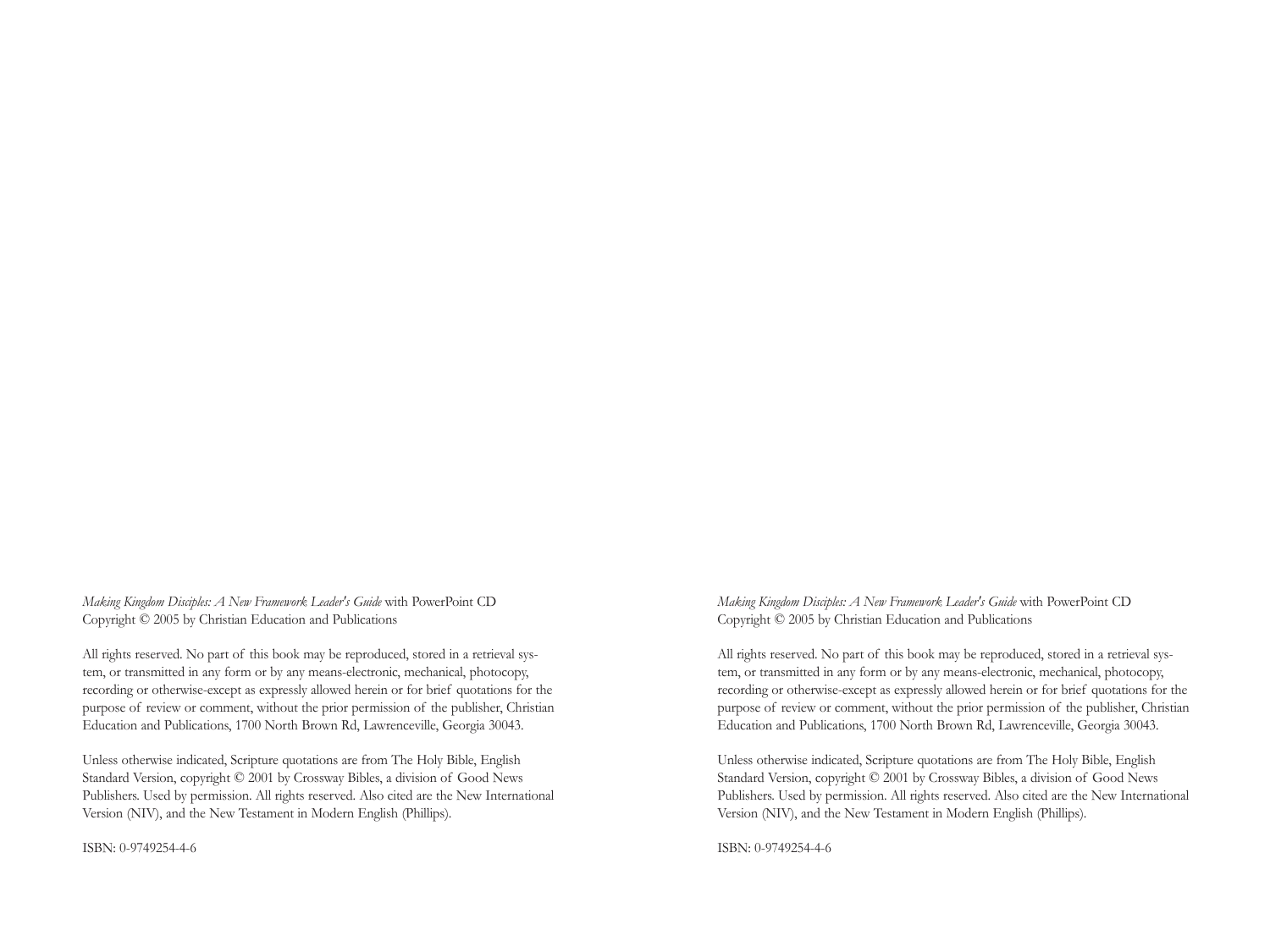*Making Kingdom Disciples: A New Framework Leader's Guide* with PowerPoint CD
Copyright © 2005 by Christian Education and Publications

All rights reserved. No part of this book may be reproduced, stored in a retrieval system, or transmitted in any form or by any means-electronic, mechanical, photocopy, recording or otherwise-except as expressly allowed herein or for brief quotations for the purpose of review or comment, without the prior permission of the publisher, Christian Education and Publications, 1700 North Brown Rd, Lawrenceville, Georgia 30043.

Unless otherwise indicated, Scripture quotations are from The Holy Bible, English Standard Version, copyright © 2001 by Crossway Bibles, a division of Good News Publishers. Used by permission. All rights reserved. Also cited are the New International Version (NIV), and the New Testament in Modern English (Phillips).

ISBN: 0-9749254-4-6

*Making Kingdom Disciples: A New Framework Leader's Guide* with PowerPoint CD
Copyright © 2005 by Christian Education and Publications

All rights reserved. No part of this book may be reproduced, stored in a retrieval system, or transmitted in any form or by any means-electronic, mechanical, photocopy, recording or otherwise-except as expressly allowed herein or for brief quotations for the purpose of review or comment, without the prior permission of the publisher, Christian Education and Publications, 1700 North Brown Rd, Lawrenceville, Georgia 30043.

Unless otherwise indicated, Scripture quotations are from The Holy Bible, English Standard Version, copyright © 2001 by Crossway Bibles, a division of Good News Publishers. Used by permission. All rights reserved. Also cited are the New International Version (NIV), and the New Testament in Modern English (Phillips).

ISBN: 0-9749254-4-6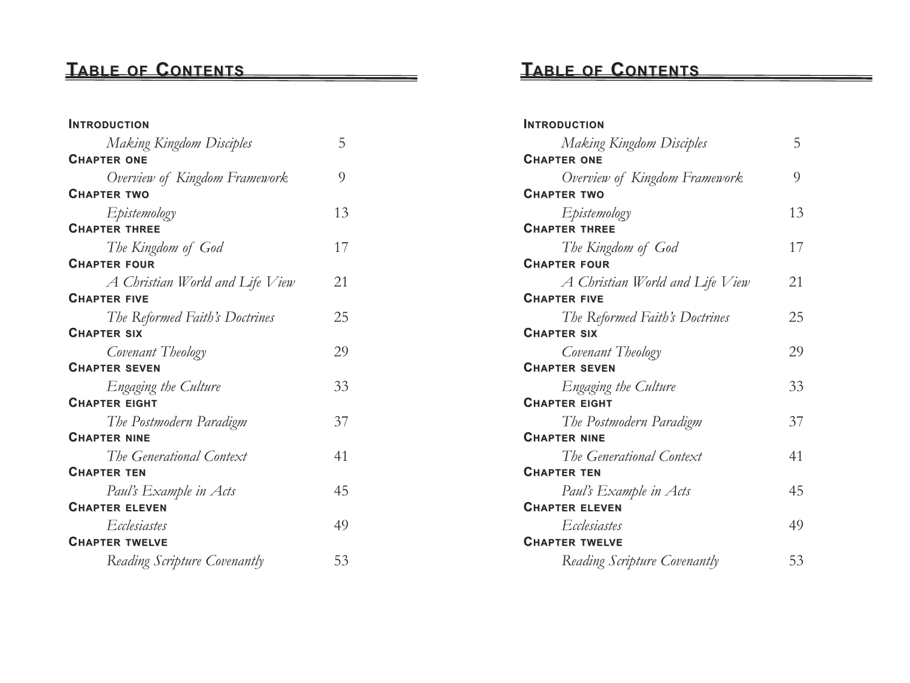# Table of Contents

**Introduction**
*Making Kingdom Disciples* 5

**Chapter one**
*Overview of Kingdom Framework* 9

**Chapter two**
*Epistemology* 13

**Chapter three**
*The Kingdom of God* 17

**Chapter four**
*A Christian World and Life View* 21

**Chapter five**
*The Reformed Faith's Doctrines* 25

**Chapter six**
*Covenant Theology* 29

**Chapter seven**
*Engaging the Culture* 33

**Chapter eight**
*The Postmodern Paradigm* 37

**Chapter nine**
*The Generational Context* 41

**Chapter ten**
*Paul's Example in Acts* 45

**Chapter eleven**
*Ecclesiastes* 49

**Chapter twelve**
*Reading Scripture Covenantly* 53

# Table of Contents

**Introduction**
*Making Kingdom Disciples* 5

**Chapter one**
*Overview of Kingdom Framework* 9

**Chapter two**
*Epistemology* 13

**Chapter three**
*The Kingdom of God* 17

**Chapter four**
*A Christian World and Life View* 21

**Chapter five**
*The Reformed Faith's Doctrines* 25

**Chapter six**
*Covenant Theology* 29

**Chapter seven**
*Engaging the Culture* 33

**Chapter eight**
*The Postmodern Paradigm* 37

**Chapter nine**
*The Generational Context* 41

**Chapter ten**
*Paul's Example in Acts* 45

**Chapter eleven**
*Ecclesiastes* 49

**Chapter twelve**
*Reading Scripture Covenantly* 53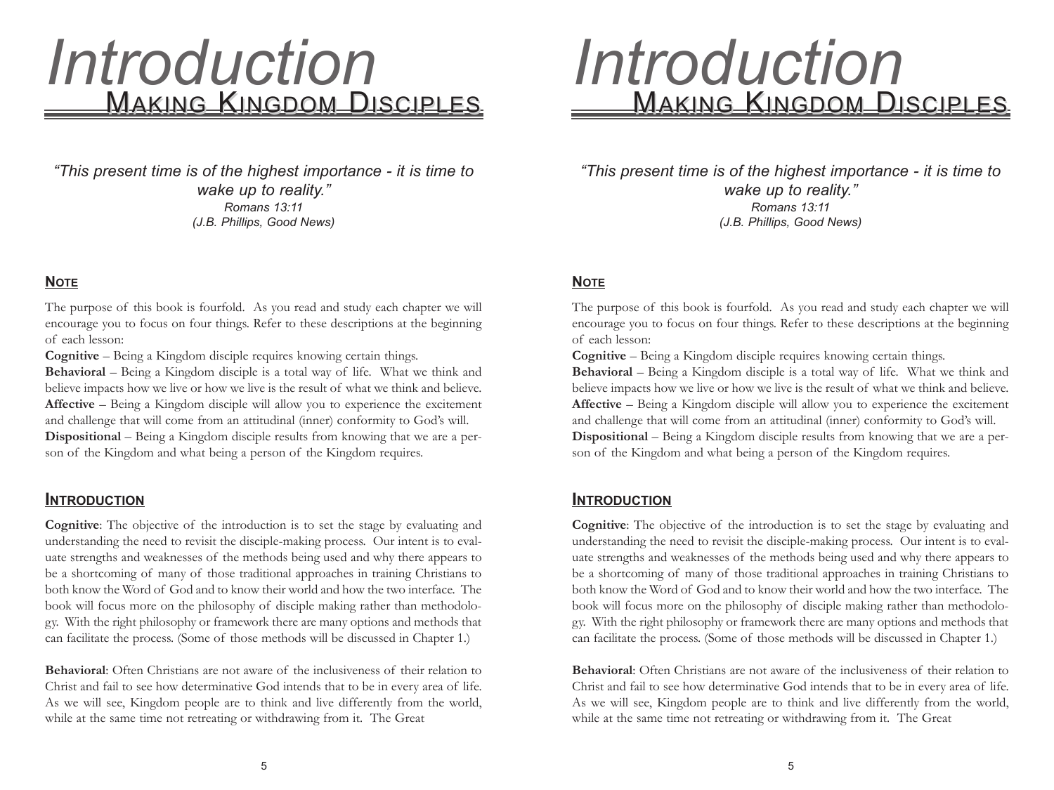# Introduction

## Making Kingdom Disciples

*"This present time is of the highest importance - it is time to wake up to reality."*
*Romans 13:11*
*(J.B. Phillips, Good News)*

### Note

The purpose of this book is fourfold. As you read and study each chapter we will encourage you to focus on four things. Refer to these descriptions at the beginning of each lesson:

**Cognitive** – Being a Kingdom disciple requires knowing certain things.

**Behavioral** – Being a Kingdom disciple is a total way of life. What we think and believe impacts how we live or how we live is the result of what we think and believe.

**Affective** – Being a Kingdom disciple will allow you to experience the excitement and challenge that will come from an attitudinal (inner) conformity to God's will.

**Dispositional** – Being a Kingdom disciple results from knowing that we are a person of the Kingdom and what being a person of the Kingdom requires.

### Introduction

**Cognitive**: The objective of the introduction is to set the stage by evaluating and understanding the need to revisit the disciple-making process. Our intent is to evaluate strengths and weaknesses of the methods being used and why there appears to be a shortcoming of many of those traditional approaches in training Christians to both know the Word of God and to know their world and how the two interface. The book will focus more on the philosophy of disciple making rather than methodology. With the right philosophy or framework there are many options and methods that can facilitate the process. (Some of those methods will be discussed in Chapter 1.)

**Behavioral**: Often Christians are not aware of the inclusiveness of their relation to Christ and fail to see how determinative God intends that to be in every area of life. As we will see, Kingdom people are to think and live differently from the world, while at the same time not retreating or withdrawing from it. The Great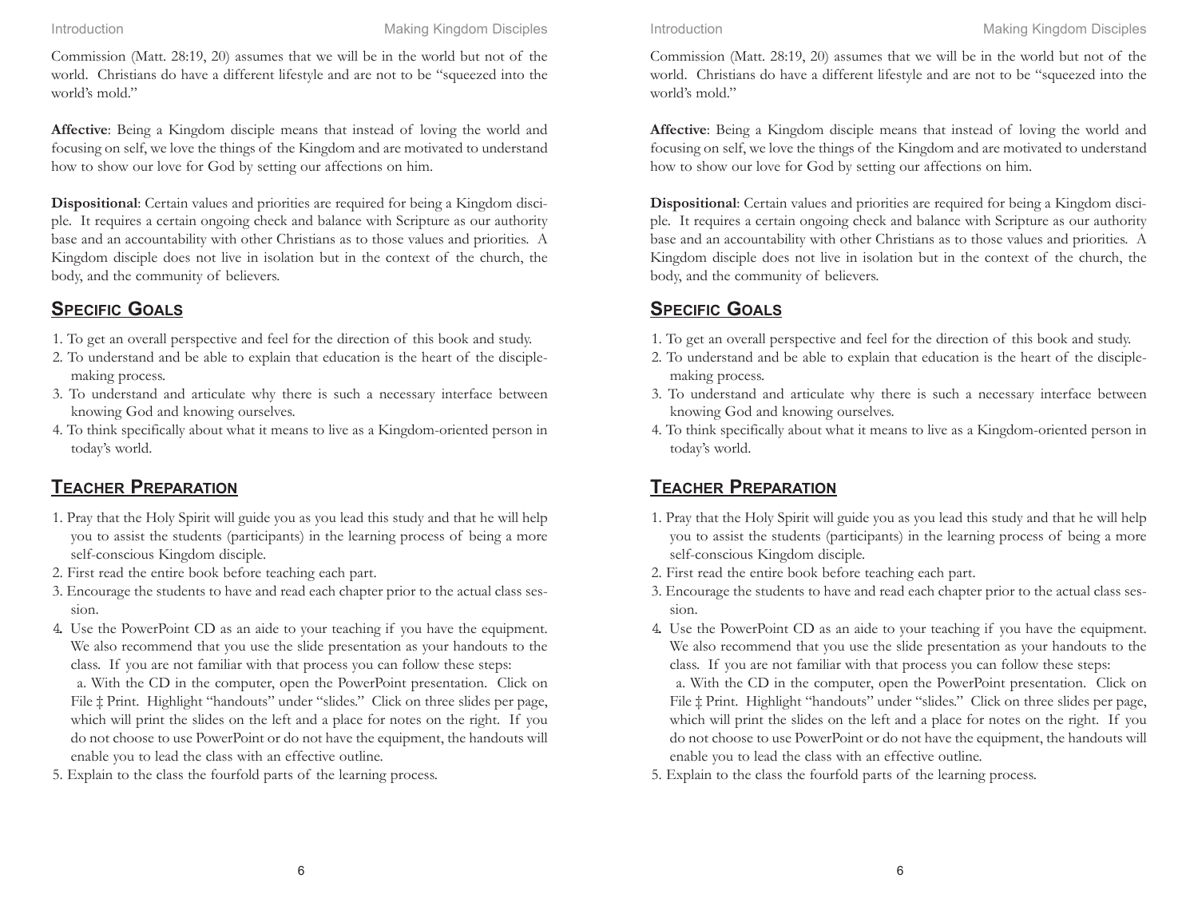Commission (Matt. 28:19, 20) assumes that we will be in the world but not of the world. Christians do have a different lifestyle and are not to be "squeezed into the world's mold."

**Affective**: Being a Kingdom disciple means that instead of loving the world and focusing on self, we love the things of the Kingdom and are motivated to understand how to show our love for God by setting our affections on him.

**Dispositional**: Certain values and priorities are required for being a Kingdom disciple. It requires a certain ongoing check and balance with Scripture as our authority base and an accountability with other Christians as to those values and priorities. A Kingdom disciple does not live in isolation but in the context of the church, the body, and the community of believers.

## Specific Goals

1. To get an overall perspective and feel for the direction of this book and study.
2. To understand and be able to explain that education is the heart of the disciple-making process.
3. To understand and articulate why there is such a necessary interface between knowing God and knowing ourselves.
4. To think specifically about what it means to live as a Kingdom-oriented person in today's world.

## Teacher Preparation

1. Pray that the Holy Spirit will guide you as you lead this study and that he will help you to assist the students (participants) in the learning process of being a more self-conscious Kingdom disciple.
2. First read the entire book before teaching each part.
3. Encourage the students to have and read each chapter prior to the actual class session.
4. Use the PowerPoint CD as an aide to your teaching if you have the equipment. We also recommend that you use the slide presentation as your handouts to the class. If you are not familiar with that process you can follow these steps:
   a. With the CD in the computer, open the PowerPoint presentation. Click on File ‡ Print. Highlight "handouts" under "slides." Click on three slides per page, which will print the slides on the left and a place for notes on the right. If you do not choose to use PowerPoint or do not have the equipment, the handouts will enable you to lead the class with an effective outline.
5. Explain to the class the fourfold parts of the learning process.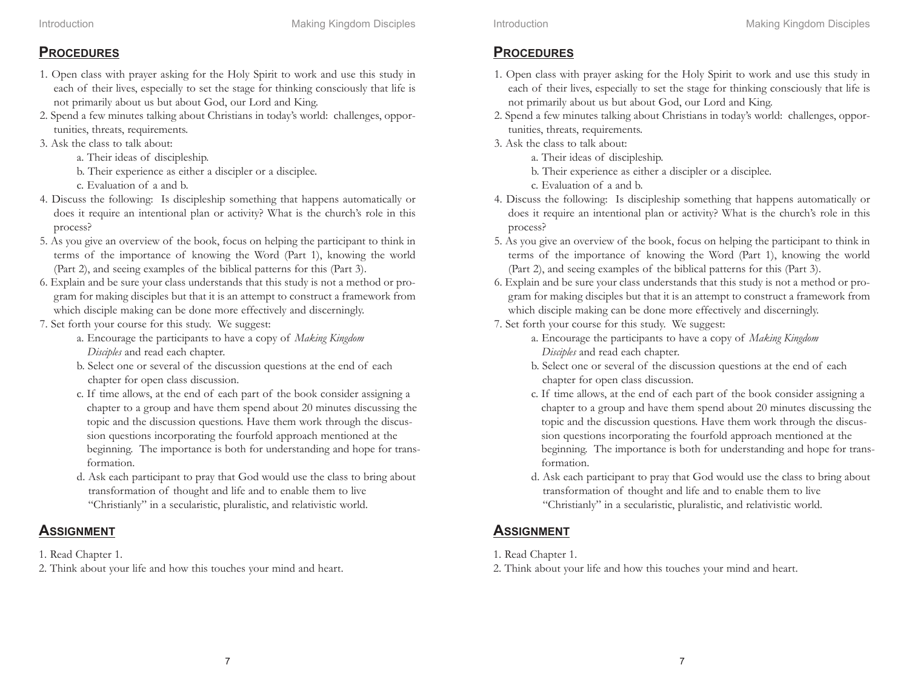## PROCEDURES

1. Open class with prayer asking for the Holy Spirit to work and use this study in each of their lives, especially to set the stage for thinking consciously that life is not primarily about us but about God, our Lord and King.
2. Spend a few minutes talking about Christians in today's world: challenges, opportunities, threats, requirements.
3. Ask the class to talk about:
   a. Their ideas of discipleship.
   b. Their experience as either a discipler or a disciplee.
   c. Evaluation of a and b.
4. Discuss the following: Is discipleship something that happens automatically or does it require an intentional plan or activity? What is the church's role in this process?
5. As you give an overview of the book, focus on helping the participant to think in terms of the importance of knowing the Word (Part 1), knowing the world (Part 2), and seeing examples of the biblical patterns for this (Part 3).
6. Explain and be sure your class understands that this study is not a method or program for making disciples but that it is an attempt to construct a framework from which disciple making can be done more effectively and discerningly.
7. Set forth your course for this study. We suggest:
   a. Encourage the participants to have a copy of *Making Kingdom Disciples* and read each chapter.
   b. Select one or several of the discussion questions at the end of each chapter for open class discussion.
   c. If time allows, at the end of each part of the book consider assigning a chapter to a group and have them spend about 20 minutes discussing the topic and the discussion questions. Have them work through the discussion questions incorporating the fourfold approach mentioned at the beginning. The importance is both for understanding and hope for transformation.
   d. Ask each participant to pray that God would use the class to bring about transformation of thought and life and to enable them to live "Christianly" in a secularistic, pluralistic, and relativistic world.

## ASSIGNMENT

1. Read Chapter 1.
2. Think about your life and how this touches your mind and heart.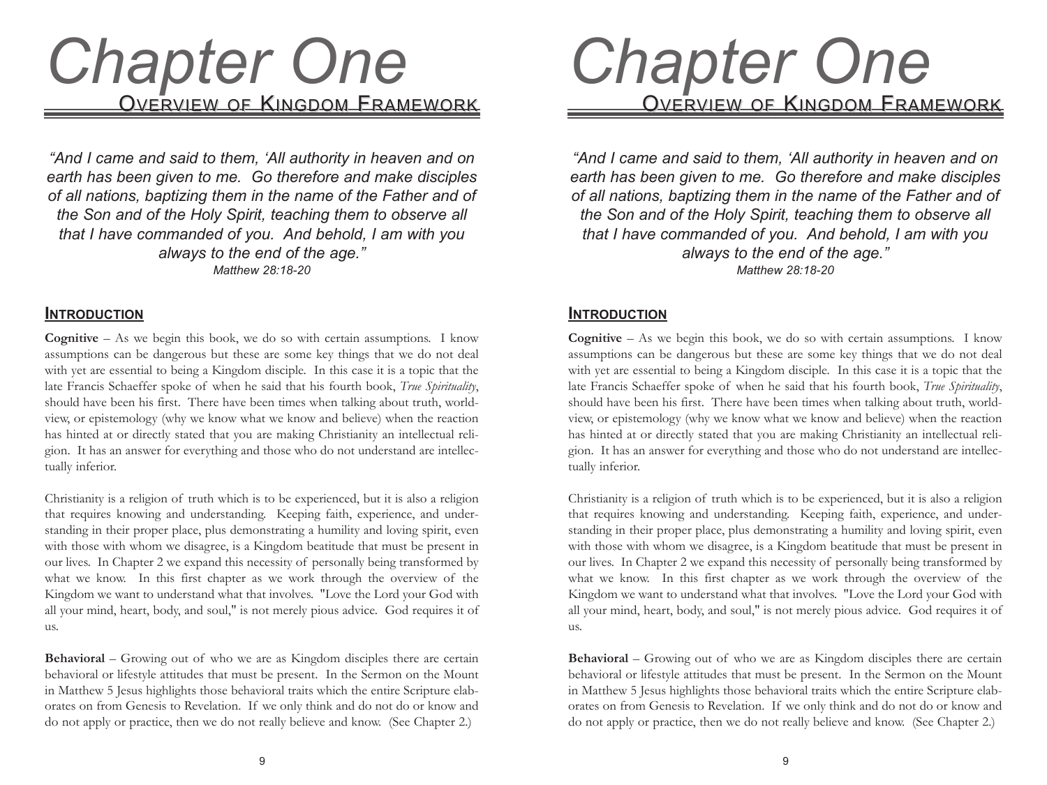# Chapter One

## Overview of Kingdom Framework

*"And I came and said to them, 'All authority in heaven and on earth has been given to me. Go therefore and make disciples of all nations, baptizing them in the name of the Father and of the Son and of the Holy Spirit, teaching them to observe all that I have commanded of you. And behold, I am with you always to the end of the age."*
*Matthew 28:18-20*

### Introduction

**Cognitive** – As we begin this book, we do so with certain assumptions. I know assumptions can be dangerous but these are some key things that we do not deal with yet are essential to being a Kingdom disciple. In this case it is a topic that the late Francis Schaeffer spoke of when he said that his fourth book, *True Spirituality*, should have been his first. There have been times when talking about truth, worldview, or epistemology (why we know what we know and believe) when the reaction has hinted at or directly stated that you are making Christianity an intellectual religion. It has an answer for everything and those who do not understand are intellectually inferior.

Christianity is a religion of truth which is to be experienced, but it is also a religion that requires knowing and understanding. Keeping faith, experience, and understanding in their proper place, plus demonstrating a humility and loving spirit, even with those with whom we disagree, is a Kingdom beatitude that must be present in our lives. In Chapter 2 we expand this necessity of personally being transformed by what we know. In this first chapter as we work through the overview of the Kingdom we want to understand what that involves. "Love the Lord your God with all your mind, heart, body, and soul," is not merely pious advice. God requires it of us.

**Behavioral** – Growing out of who we are as Kingdom disciples there are certain behavioral or lifestyle attitudes that must be present. In the Sermon on the Mount in Matthew 5 Jesus highlights those behavioral traits which the entire Scripture elaborates on from Genesis to Revelation. If we only think and do not do or know and do not apply or practice, then we do not really believe and know. (See Chapter 2.)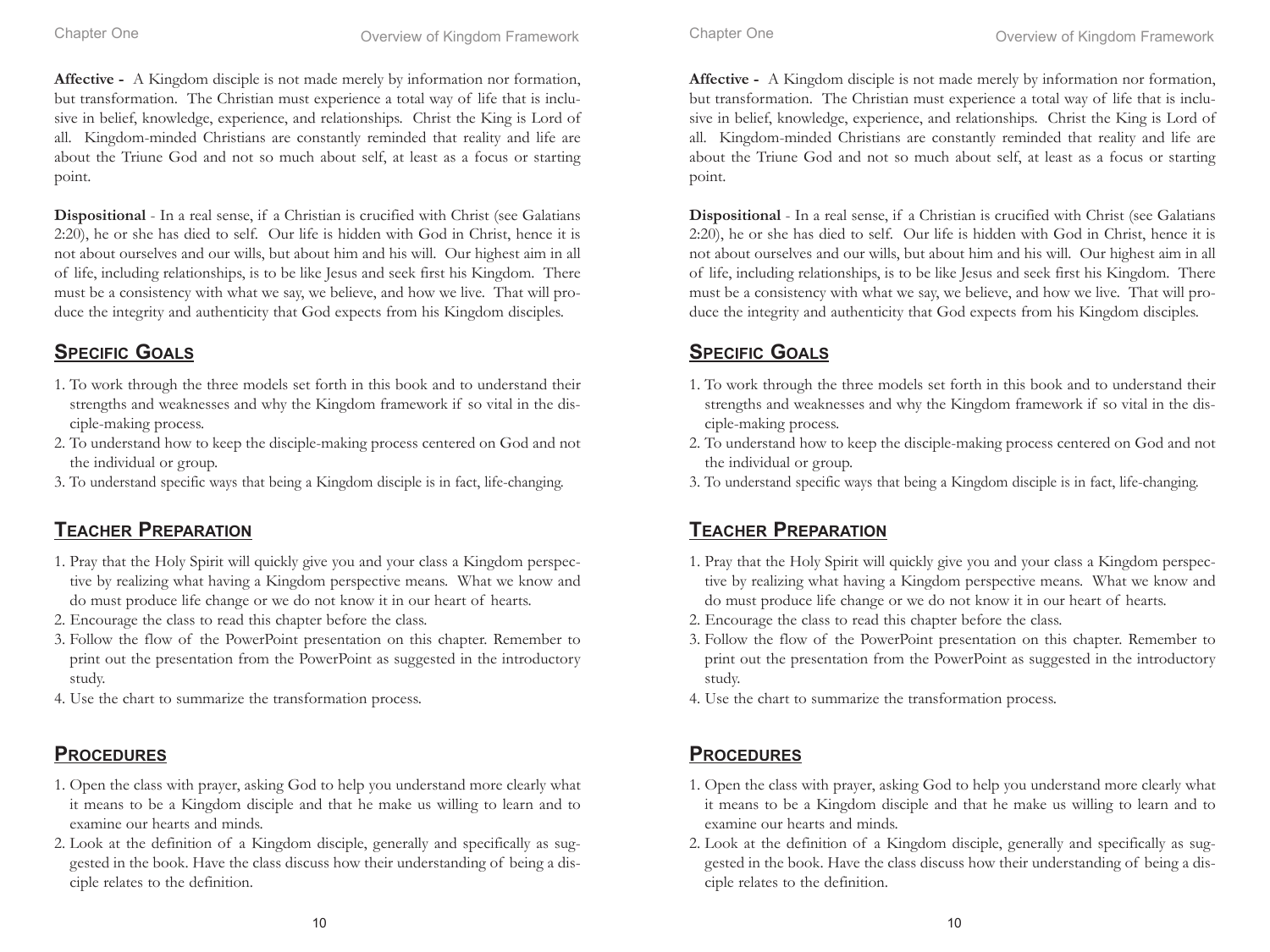**Affective -** A Kingdom disciple is not made merely by information nor formation, but transformation. The Christian must experience a total way of life that is inclusive in belief, knowledge, experience, and relationships. Christ the King is Lord of all. Kingdom-minded Christians are constantly reminded that reality and life are about the Triune God and not so much about self, at least as a focus or starting point.

**Dispositional** - In a real sense, if a Christian is crucified with Christ (see Galatians 2:20), he or she has died to self. Our life is hidden with God in Christ, hence it is not about ourselves and our wills, but about him and his will. Our highest aim in all of life, including relationships, is to be like Jesus and seek first his Kingdom. There must be a consistency with what we say, we believe, and how we live. That will produce the integrity and authenticity that God expects from his Kingdom disciples.

## Specific Goals

1. To work through the three models set forth in this book and to understand their strengths and weaknesses and why the Kingdom framework if so vital in the disciple-making process.
2. To understand how to keep the disciple-making process centered on God and not the individual or group.
3. To understand specific ways that being a Kingdom disciple is in fact, life-changing.

## Teacher Preparation

1. Pray that the Holy Spirit will quickly give you and your class a Kingdom perspective by realizing what having a Kingdom perspective means. What we know and do must produce life change or we do not know it in our heart of hearts.
2. Encourage the class to read this chapter before the class.
3. Follow the flow of the PowerPoint presentation on this chapter. Remember to print out the presentation from the PowerPoint as suggested in the introductory study.
4. Use the chart to summarize the transformation process.

## Procedures

1. Open the class with prayer, asking God to help you understand more clearly what it means to be a Kingdom disciple and that he make us willing to learn and to examine our hearts and minds.
2. Look at the definition of a Kingdom disciple, generally and specifically as suggested in the book. Have the class discuss how their understanding of being a disciple relates to the definition.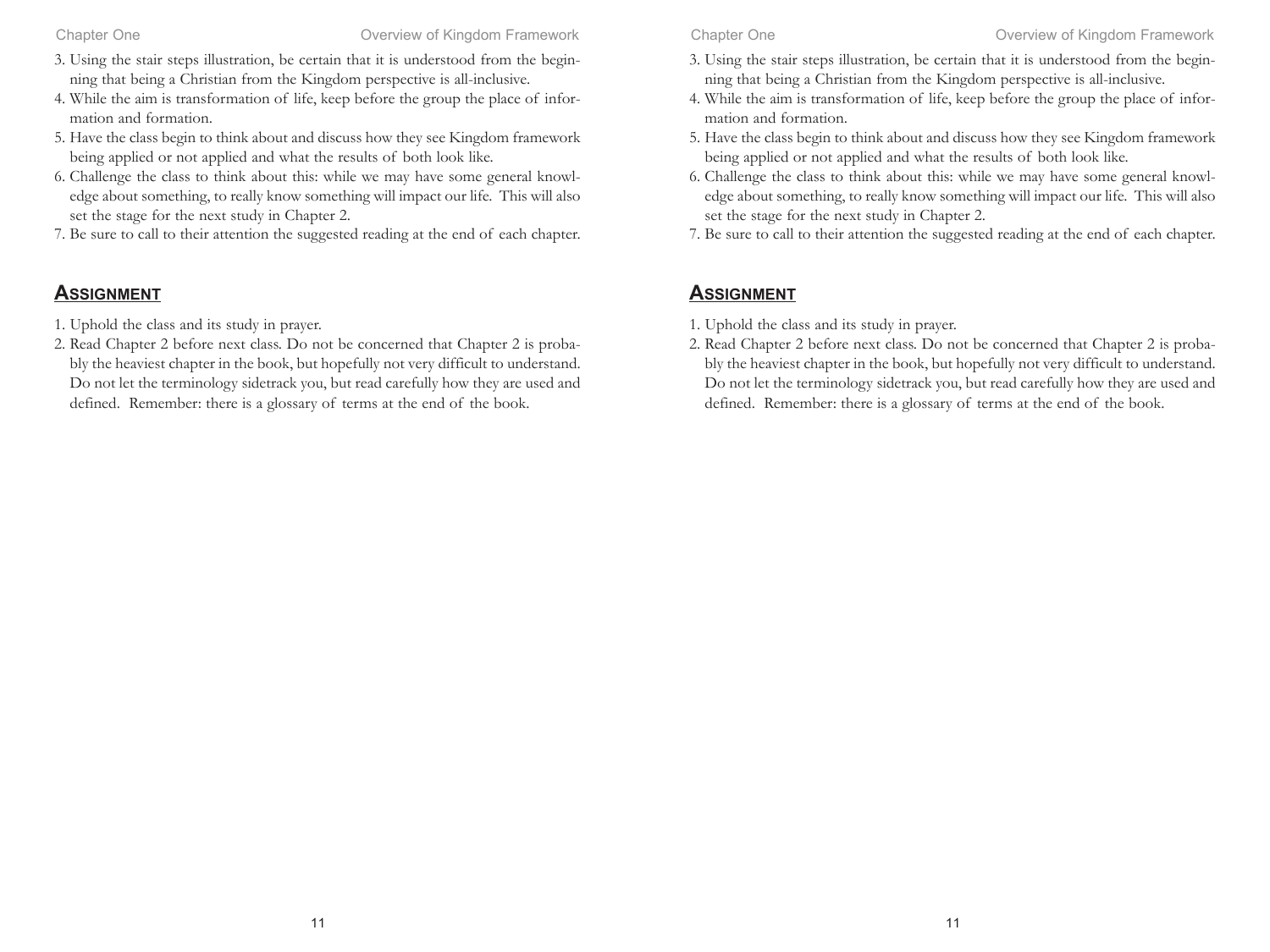3. Using the stair steps illustration, be certain that it is understood from the beginning that being a Christian from the Kingdom perspective is all-inclusive.
4. While the aim is transformation of life, keep before the group the place of information and formation.
5. Have the class begin to think about and discuss how they see Kingdom framework being applied or not applied and what the results of both look like.
6. Challenge the class to think about this: while we may have some general knowledge about something, to really know something will impact our life. This will also set the stage for the next study in Chapter 2.
7. Be sure to call to their attention the suggested reading at the end of each chapter.

## Assignment

1. Uphold the class and its study in prayer.
2. Read Chapter 2 before next class. Do not be concerned that Chapter 2 is probably the heaviest chapter in the book, but hopefully not very difficult to understand. Do not let the terminology sidetrack you, but read carefully how they are used and defined. Remember: there is a glossary of terms at the end of the book.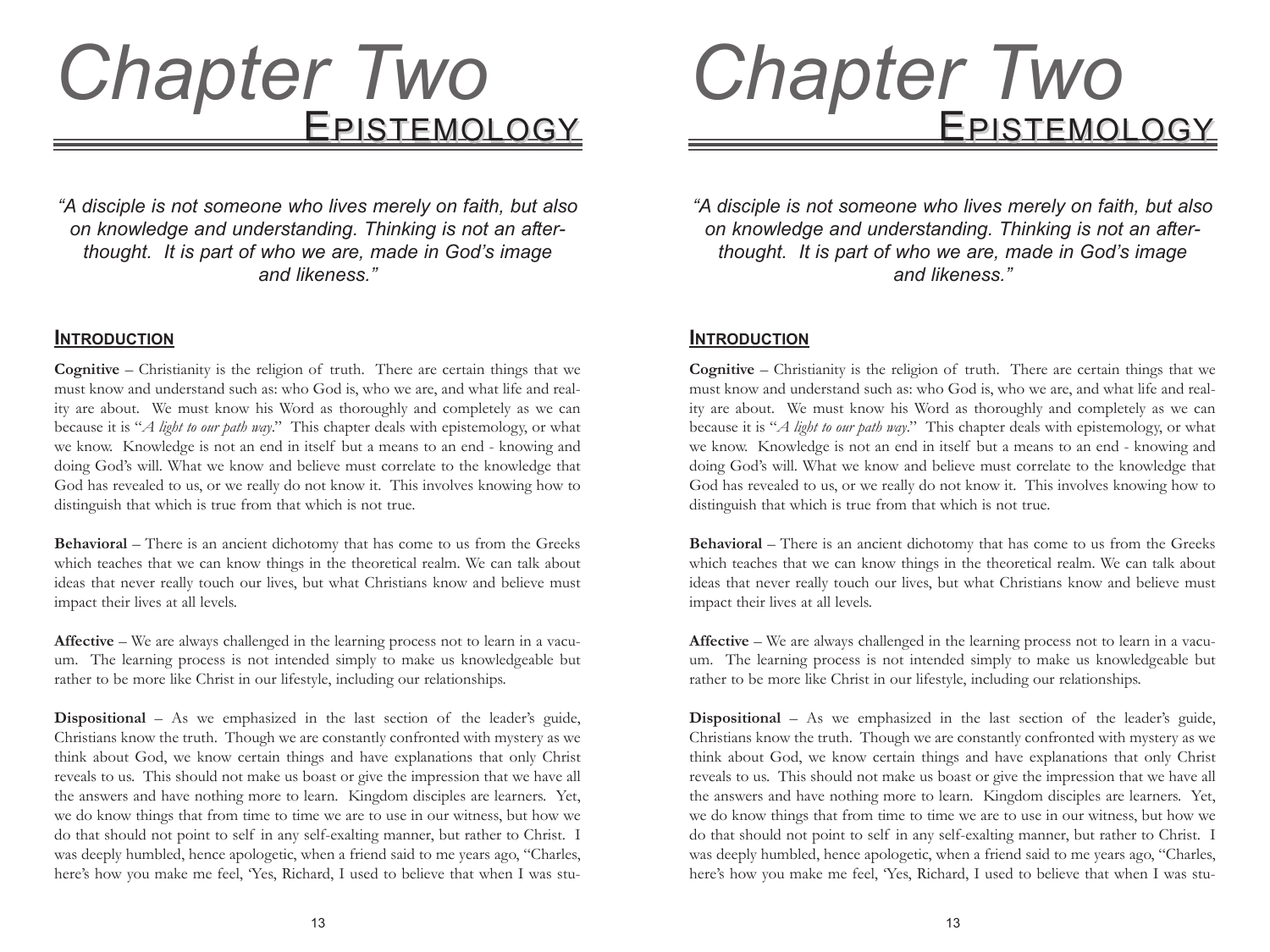# Chapter Two

## Epistemology

*"A disciple is not someone who lives merely on faith, but also on knowledge and understanding. Thinking is not an after-thought. It is part of who we are, made in God's image and likeness."*

### Introduction

**Cognitive** – Christianity is the religion of truth. There are certain things that we must know and understand such as: who God is, who we are, and what life and reality are about. We must know his Word as thoroughly and completely as we can because it is "*A light to our path way*." This chapter deals with epistemology, or what we know. Knowledge is not an end in itself but a means to an end - knowing and doing God's will. What we know and believe must correlate to the knowledge that God has revealed to us, or we really do not know it. This involves knowing how to distinguish that which is true from that which is not true.

**Behavioral** – There is an ancient dichotomy that has come to us from the Greeks which teaches that we can know things in the theoretical realm. We can talk about ideas that never really touch our lives, but what Christians know and believe must impact their lives at all levels.

**Affective** – We are always challenged in the learning process not to learn in a vacuum. The learning process is not intended simply to make us knowledgeable but rather to be more like Christ in our lifestyle, including our relationships.

**Dispositional** – As we emphasized in the last section of the leader's guide, Christians know the truth. Though we are constantly confronted with mystery as we think about God, we know certain things and have explanations that only Christ reveals to us. This should not make us boast or give the impression that we have all the answers and have nothing more to learn. Kingdom disciples are learners. Yet, we do know things that from time to time we are to use in our witness, but how we do that should not point to self in any self-exalting manner, but rather to Christ. I was deeply humbled, hence apologetic, when a friend said to me years ago, "Charles, here's how you make me feel, 'Yes, Richard, I used to believe that when I was stu-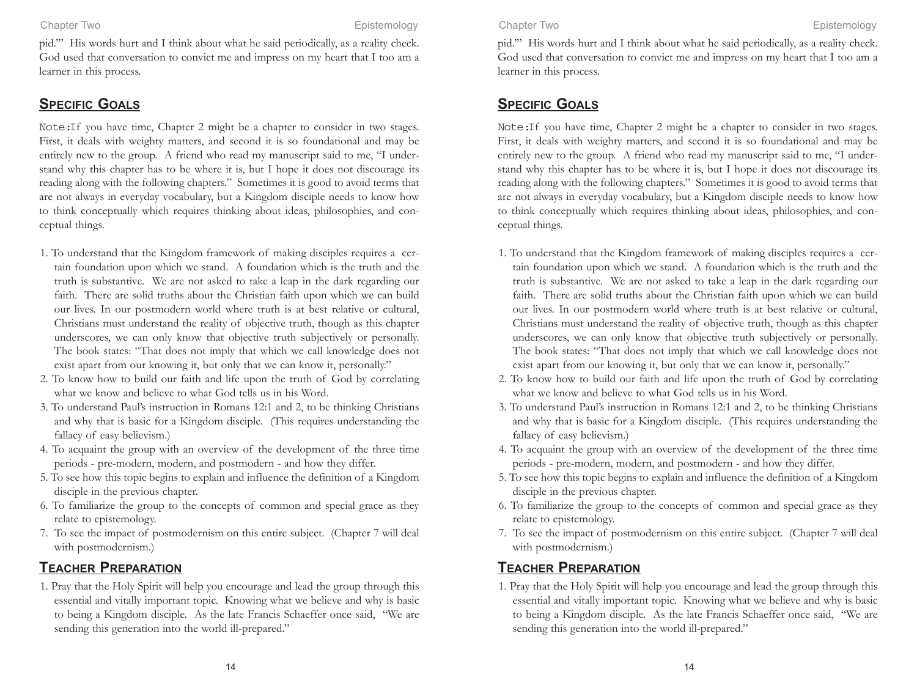pid.'" His words hurt and I think about what he said periodically, as a reality check. God used that conversation to convict me and impress on my heart that I too am a learner in this process.

## Specific Goals

Note:If you have time, Chapter 2 might be a chapter to consider in two stages. First, it deals with weighty matters, and second it is so foundational and may be entirely new to the group. A friend who read my manuscript said to me, "I understand why this chapter has to be where it is, but I hope it does not discourage its reading along with the following chapters." Sometimes it is good to avoid terms that are not always in everyday vocabulary, but a Kingdom disciple needs to know how to think conceptually which requires thinking about ideas, philosophies, and conceptual things.

1. To understand that the Kingdom framework of making disciples requires a certain foundation upon which we stand. A foundation which is the truth and the truth is substantive. We are not asked to take a leap in the dark regarding our faith. There are solid truths about the Christian faith upon which we can build our lives. In our postmodern world where truth is at best relative or cultural, Christians must understand the reality of objective truth, though as this chapter underscores, we can only know that objective truth subjectively or personally. The book states: "That does not imply that which we call knowledge does not exist apart from our knowing it, but only that we can know it, personally."
2. To know how to build our faith and life upon the truth of God by correlating what we know and believe to what God tells us in his Word.
3. To understand Paul's instruction in Romans 12:1 and 2, to be thinking Christians and why that is basic for a Kingdom disciple. (This requires understanding the fallacy of easy believism.)
4. To acquaint the group with an overview of the development of the three time periods - pre-modern, modern, and postmodern - and how they differ.
5. To see how this topic begins to explain and influence the definition of a Kingdom disciple in the previous chapter.
6. To familiarize the group to the concepts of common and special grace as they relate to epistemology.
7. To see the impact of postmodernism on this entire subject. (Chapter 7 will deal with postmodernism.)

## Teacher Preparation

1. Pray that the Holy Spirit will help you encourage and lead the group through this essential and vitally important topic. Knowing what we believe and why is basic to being a Kingdom disciple. As the late Francis Schaeffer once said, "We are sending this generation into the world ill-prepared."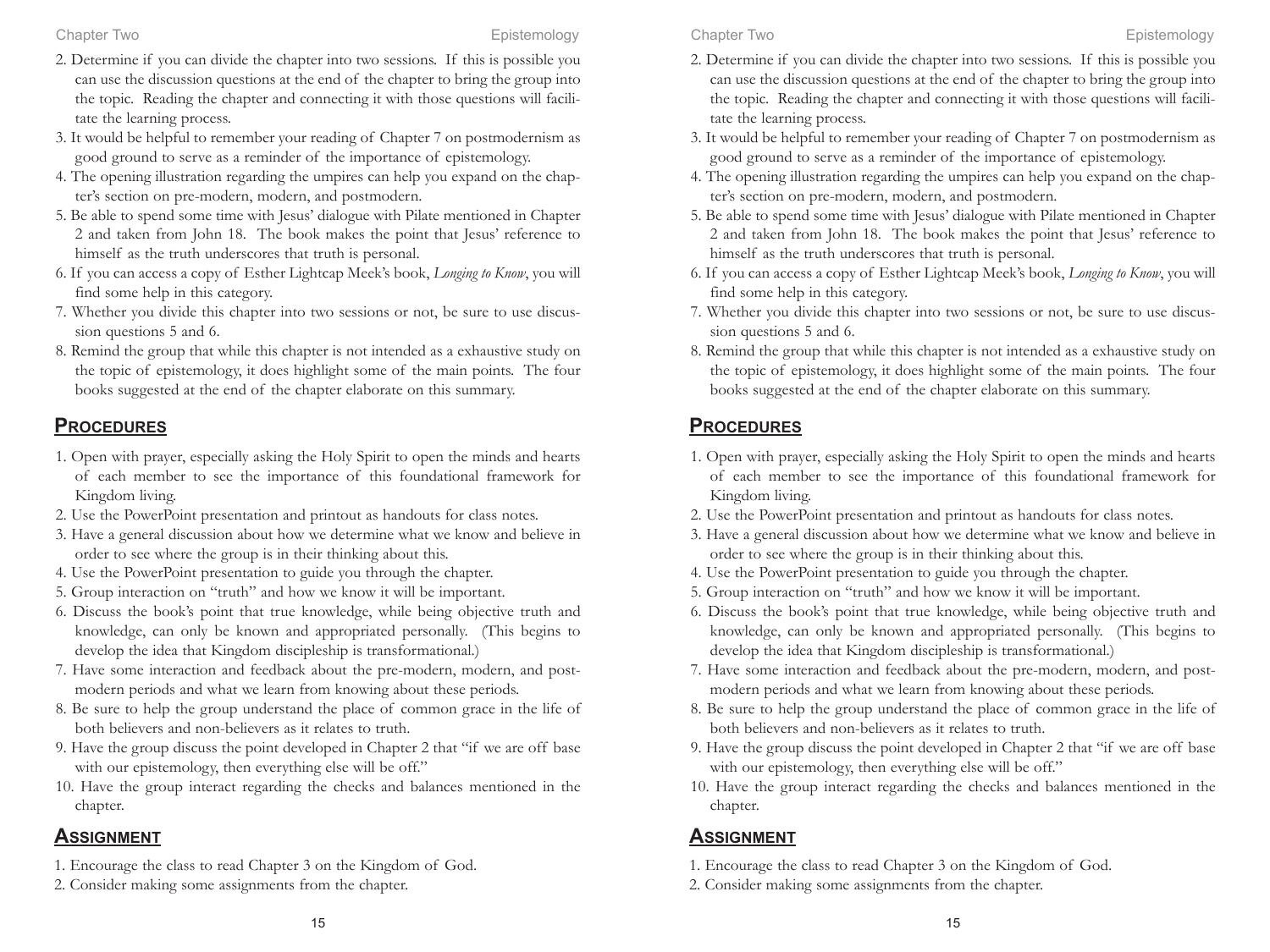2. Determine if you can divide the chapter into two sessions. If this is possible you can use the discussion questions at the end of the chapter to bring the group into the topic. Reading the chapter and connecting it with those questions will facilitate the learning process.
3. It would be helpful to remember your reading of Chapter 7 on postmodernism as good ground to serve as a reminder of the importance of epistemology.
4. The opening illustration regarding the umpires can help you expand on the chapter's section on pre-modern, modern, and postmodern.
5. Be able to spend some time with Jesus' dialogue with Pilate mentioned in Chapter 2 and taken from John 18. The book makes the point that Jesus' reference to himself as the truth underscores that truth is personal.
6. If you can access a copy of Esther Lightcap Meek's book, *Longing to Know*, you will find some help in this category.
7. Whether you divide this chapter into two sessions or not, be sure to use discussion questions 5 and 6.
8. Remind the group that while this chapter is not intended as a exhaustive study on the topic of epistemology, it does highlight some of the main points. The four books suggested at the end of the chapter elaborate on this summary.

## Procedures

1. Open with prayer, especially asking the Holy Spirit to open the minds and hearts of each member to see the importance of this foundational framework for Kingdom living.
2. Use the PowerPoint presentation and printout as handouts for class notes.
3. Have a general discussion about how we determine what we know and believe in order to see where the group is in their thinking about this.
4. Use the PowerPoint presentation to guide you through the chapter.
5. Group interaction on "truth" and how we know it will be important.
6. Discuss the book's point that true knowledge, while being objective truth and knowledge, can only be known and appropriated personally. (This begins to develop the idea that Kingdom discipleship is transformational.)
7. Have some interaction and feedback about the pre-modern, modern, and postmodern periods and what we learn from knowing about these periods.
8. Be sure to help the group understand the place of common grace in the life of both believers and non-believers as it relates to truth.
9. Have the group discuss the point developed in Chapter 2 that "if we are off base with our epistemology, then everything else will be off."
10. Have the group interact regarding the checks and balances mentioned in the chapter.

## Assignment

1. Encourage the class to read Chapter 3 on the Kingdom of God.
2. Consider making some assignments from the chapter.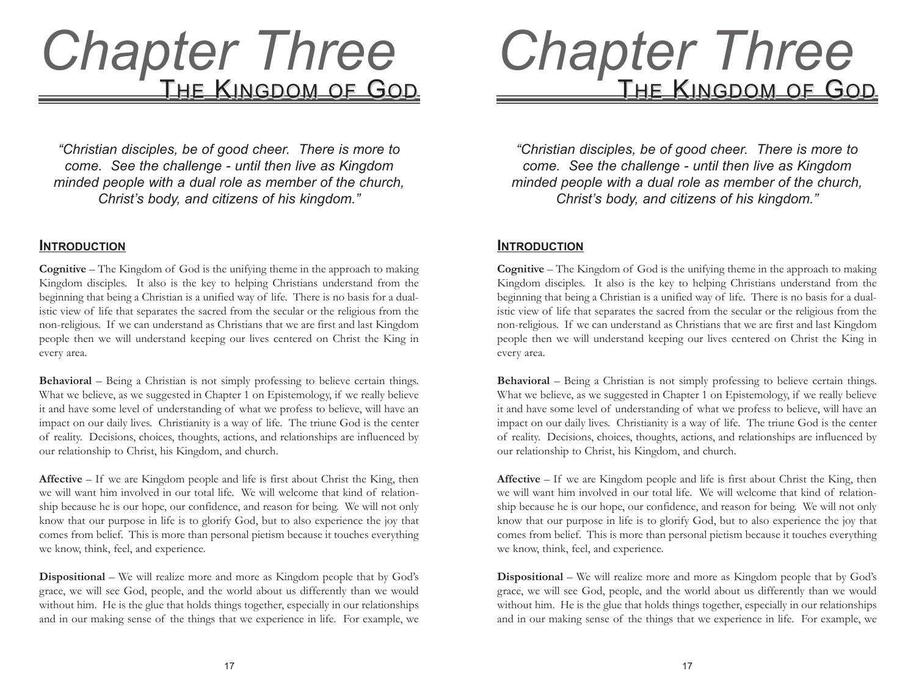# Chapter Three

## The Kingdom of God

*"Christian disciples, be of good cheer. There is more to come. See the challenge - until then live as Kingdom minded people with a dual role as member of the church, Christ's body, and citizens of his kingdom."*

### Introduction

**Cognitive** – The Kingdom of God is the unifying theme in the approach to making Kingdom disciples. It also is the key to helping Christians understand from the beginning that being a Christian is a unified way of life. There is no basis for a dualistic view of life that separates the sacred from the secular or the religious from the non-religious. If we can understand as Christians that we are first and last Kingdom people then we will understand keeping our lives centered on Christ the King in every area.

**Behavioral** – Being a Christian is not simply professing to believe certain things. What we believe, as we suggested in Chapter 1 on Epistemology, if we really believe it and have some level of understanding of what we profess to believe, will have an impact on our daily lives. Christianity is a way of life. The triune God is the center of reality. Decisions, choices, thoughts, actions, and relationships are influenced by our relationship to Christ, his Kingdom, and church.

**Affective** – If we are Kingdom people and life is first about Christ the King, then we will want him involved in our total life. We will welcome that kind of relationship because he is our hope, our confidence, and reason for being. We will not only know that our purpose in life is to glorify God, but to also experience the joy that comes from belief. This is more than personal pietism because it touches everything we know, think, feel, and experience.

**Dispositional** – We will realize more and more as Kingdom people that by God's grace, we will see God, people, and the world about us differently than we would without him. He is the glue that holds things together, especially in our relationships and in our making sense of the things that we experience in life. For example, we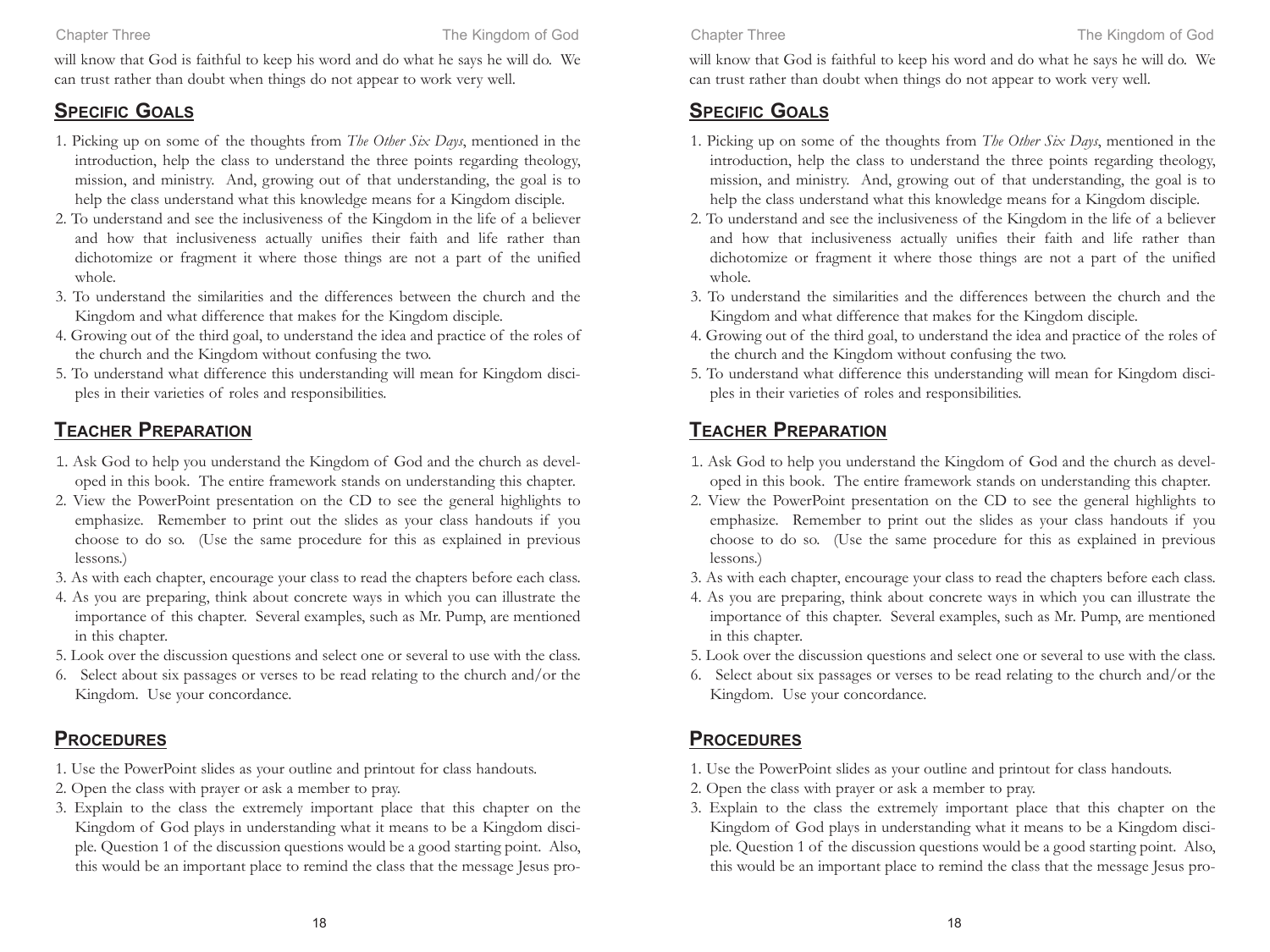will know that God is faithful to keep his word and do what he says he will do. We can trust rather than doubt when things do not appear to work very well.

## Specific Goals

1. Picking up on some of the thoughts from *The Other Six Days*, mentioned in the introduction, help the class to understand the three points regarding theology, mission, and ministry. And, growing out of that understanding, the goal is to help the class understand what this knowledge means for a Kingdom disciple.
2. To understand and see the inclusiveness of the Kingdom in the life of a believer and how that inclusiveness actually unifies their faith and life rather than dichotomize or fragment it where those things are not a part of the unified whole.
3. To understand the similarities and the differences between the church and the Kingdom and what difference that makes for the Kingdom disciple.
4. Growing out of the third goal, to understand the idea and practice of the roles of the church and the Kingdom without confusing the two.
5. To understand what difference this understanding will mean for Kingdom disciples in their varieties of roles and responsibilities.

## Teacher Preparation

1. Ask God to help you understand the Kingdom of God and the church as developed in this book. The entire framework stands on understanding this chapter.
2. View the PowerPoint presentation on the CD to see the general highlights to emphasize. Remember to print out the slides as your class handouts if you choose to do so. (Use the same procedure for this as explained in previous lessons.)
3. As with each chapter, encourage your class to read the chapters before each class.
4. As you are preparing, think about concrete ways in which you can illustrate the importance of this chapter. Several examples, such as Mr. Pump, are mentioned in this chapter.
5. Look over the discussion questions and select one or several to use with the class.
6. Select about six passages or verses to be read relating to the church and/or the Kingdom. Use your concordance.

## Procedures

1. Use the PowerPoint slides as your outline and printout for class handouts.
2. Open the class with prayer or ask a member to pray.
3. Explain to the class the extremely important place that this chapter on the Kingdom of God plays in understanding what it means to be a Kingdom disciple. Question 1 of the discussion questions would be a good starting point. Also, this would be an important place to remind the class that the message Jesus pro-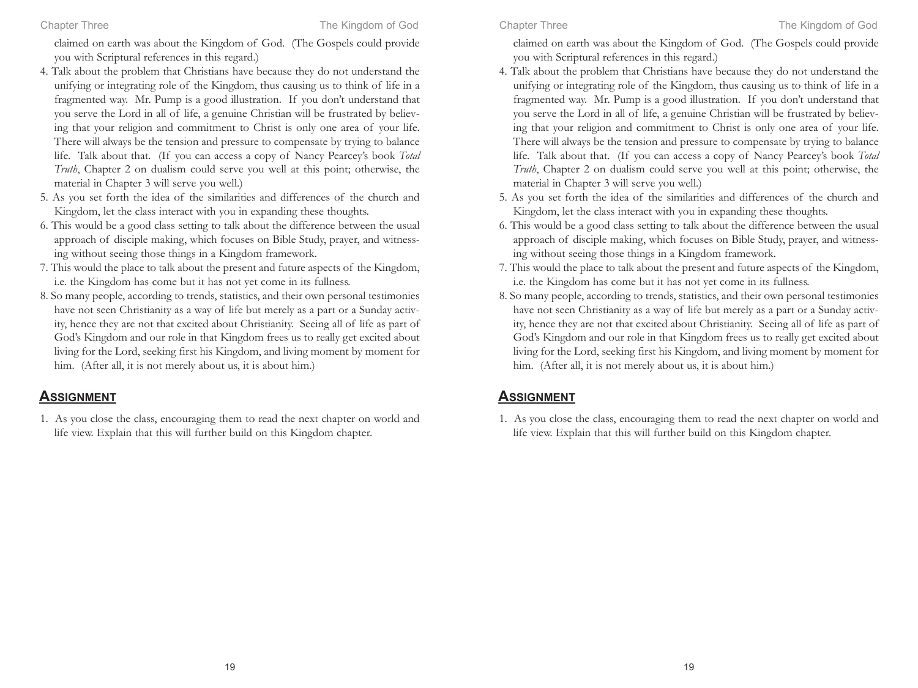claimed on earth was about the Kingdom of God. (The Gospels could provide you with Scriptural references in this regard.)

4. Talk about the problem that Christians have because they do not understand the unifying or integrating role of the Kingdom, thus causing us to think of life in a fragmented way. Mr. Pump is a good illustration. If you don't understand that you serve the Lord in all of life, a genuine Christian will be frustrated by believing that your religion and commitment to Christ is only one area of your life. There will always be the tension and pressure to compensate by trying to balance life. Talk about that. (If you can access a copy of Nancy Pearcey's book *Total Truth*, Chapter 2 on dualism could serve you well at this point; otherwise, the material in Chapter 3 will serve you well.)
5. As you set forth the idea of the similarities and differences of the church and Kingdom, let the class interact with you in expanding these thoughts.
6. This would be a good class setting to talk about the difference between the usual approach of disciple making, which focuses on Bible Study, prayer, and witnessing without seeing those things in a Kingdom framework.
7. This would the place to talk about the present and future aspects of the Kingdom, i.e. the Kingdom has come but it has not yet come in its fullness.
8. So many people, according to trends, statistics, and their own personal testimonies have not seen Christianity as a way of life but merely as a part or a Sunday activity, hence they are not that excited about Christianity. Seeing all of life as part of God's Kingdom and our role in that Kingdom frees us to really get excited about living for the Lord, seeking first his Kingdom, and living moment by moment for him. (After all, it is not merely about us, it is about him.)

## Assignment

1. As you close the class, encouraging them to read the next chapter on world and life view. Explain that this will further build on this Kingdom chapter.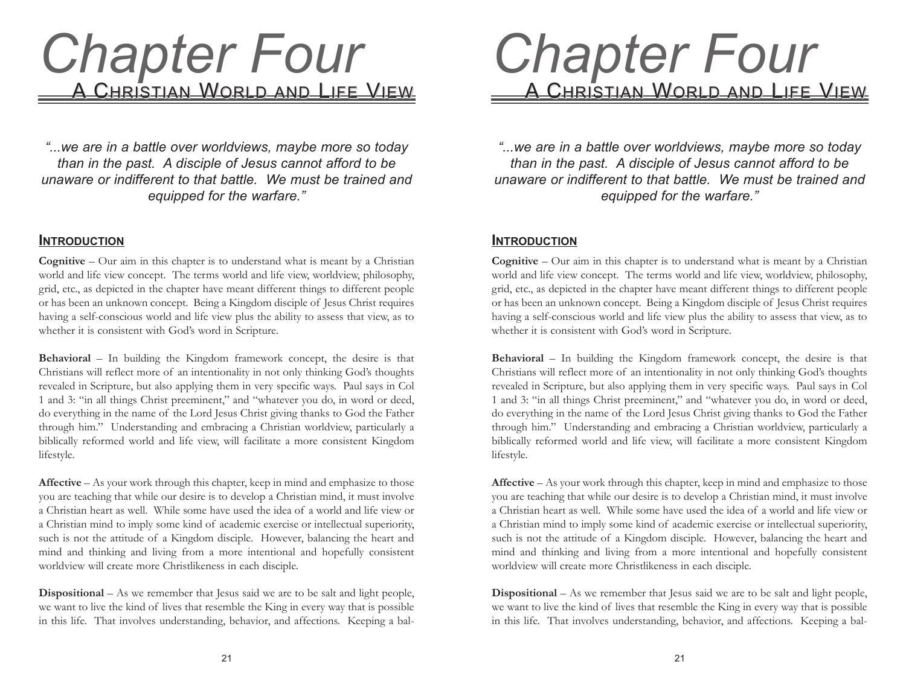# Chapter Four

## A Christian World and Life View

*"...we are in a battle over worldviews, maybe more so today than in the past. A disciple of Jesus cannot afford to be unaware or indifferent to that battle. We must be trained and equipped for the warfare."*

### Introduction

**Cognitive** – Our aim in this chapter is to understand what is meant by a Christian world and life view concept. The terms world and life view, worldview, philosophy, grid, etc., as depicted in the chapter have meant different things to different people or has been an unknown concept. Being a Kingdom disciple of Jesus Christ requires having a self-conscious world and life view plus the ability to assess that view, as to whether it is consistent with God's word in Scripture.

**Behavioral** – In building the Kingdom framework concept, the desire is that Christians will reflect more of an intentionality in not only thinking God's thoughts revealed in Scripture, but also applying them in very specific ways. Paul says in Col 1 and 3: "in all things Christ preeminent," and "whatever you do, in word or deed, do everything in the name of the Lord Jesus Christ giving thanks to God the Father through him." Understanding and embracing a Christian worldview, particularly a biblically reformed world and life view, will facilitate a more consistent Kingdom lifestyle.

**Affective** – As your work through this chapter, keep in mind and emphasize to those you are teaching that while our desire is to develop a Christian mind, it must involve a Christian heart as well. While some have used the idea of a world and life view or a Christian mind to imply some kind of academic exercise or intellectual superiority, such is not the attitude of a Kingdom disciple. However, balancing the heart and mind and thinking and living from a more intentional and hopefully consistent worldview will create more Christlikeness in each disciple.

**Dispositional** – As we remember that Jesus said we are to be salt and light people, we want to live the kind of lives that resemble the King in every way that is possible in this life. That involves understanding, behavior, and affections. Keeping a bal-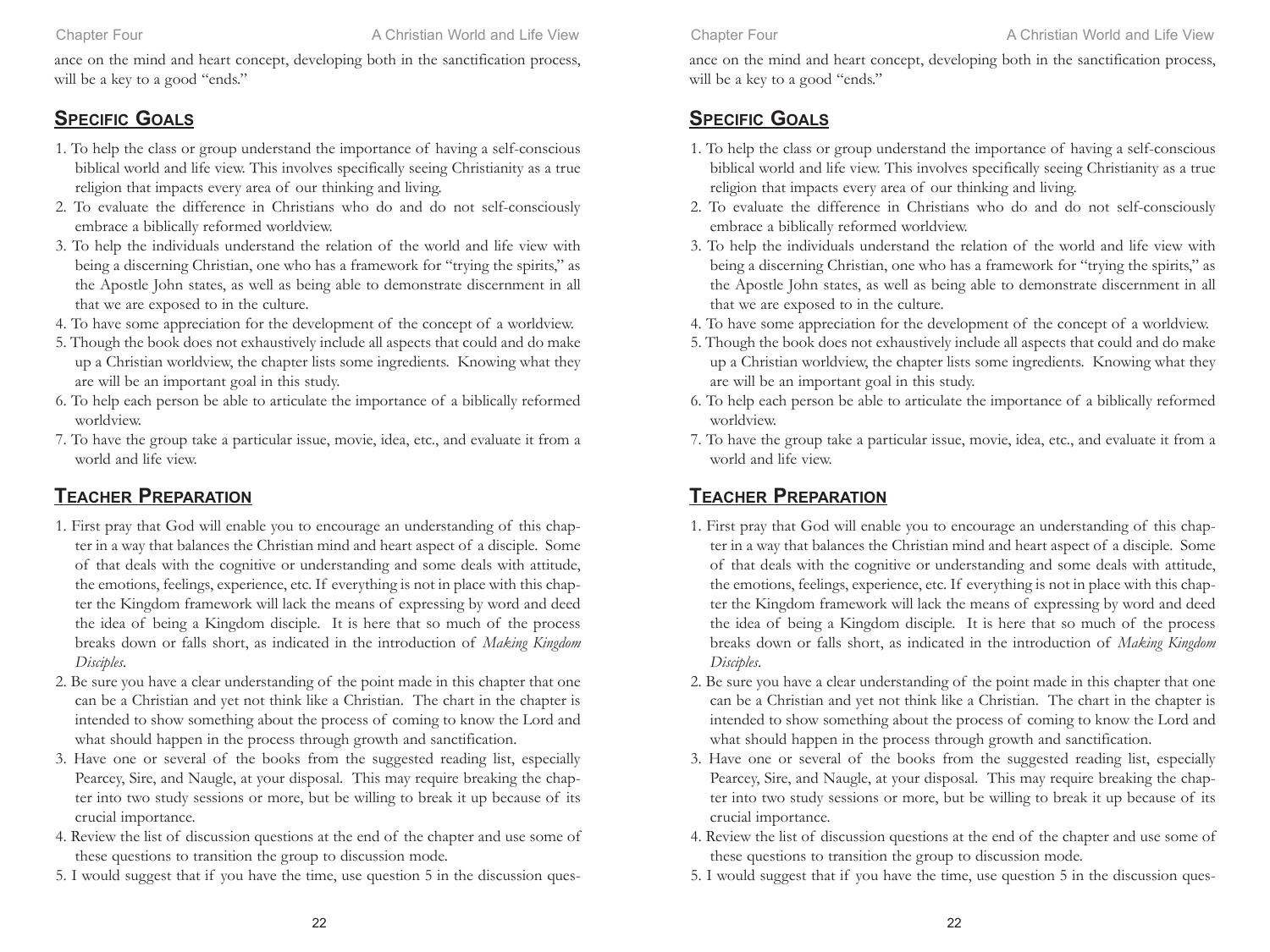ance on the mind and heart concept, developing both in the sanctification process, will be a key to a good "ends."

## Specific Goals

1. To help the class or group understand the importance of having a self-conscious biblical world and life view. This involves specifically seeing Christianity as a true religion that impacts every area of our thinking and living.
2. To evaluate the difference in Christians who do and do not self-consciously embrace a biblically reformed worldview.
3. To help the individuals understand the relation of the world and life view with being a discerning Christian, one who has a framework for "trying the spirits," as the Apostle John states, as well as being able to demonstrate discernment in all that we are exposed to in the culture.
4. To have some appreciation for the development of the concept of a worldview.
5. Though the book does not exhaustively include all aspects that could and do make up a Christian worldview, the chapter lists some ingredients. Knowing what they are will be an important goal in this study.
6. To help each person be able to articulate the importance of a biblically reformed worldview.
7. To have the group take a particular issue, movie, idea, etc., and evaluate it from a world and life view.

## Teacher Preparation

1. First pray that God will enable you to encourage an understanding of this chapter in a way that balances the Christian mind and heart aspect of a disciple. Some of that deals with the cognitive or understanding and some deals with attitude, the emotions, feelings, experience, etc. If everything is not in place with this chapter the Kingdom framework will lack the means of expressing by word and deed the idea of being a Kingdom disciple. It is here that so much of the process breaks down or falls short, as indicated in the introduction of *Making Kingdom Disciples*.
2. Be sure you have a clear understanding of the point made in this chapter that one can be a Christian and yet not think like a Christian. The chart in the chapter is intended to show something about the process of coming to know the Lord and what should happen in the process through growth and sanctification.
3. Have one or several of the books from the suggested reading list, especially Pearcey, Sire, and Naugle, at your disposal. This may require breaking the chapter into two study sessions or more, but be willing to break it up because of its crucial importance.
4. Review the list of discussion questions at the end of the chapter and use some of these questions to transition the group to discussion mode.
5. I would suggest that if you have the time, use question 5 in the discussion ques-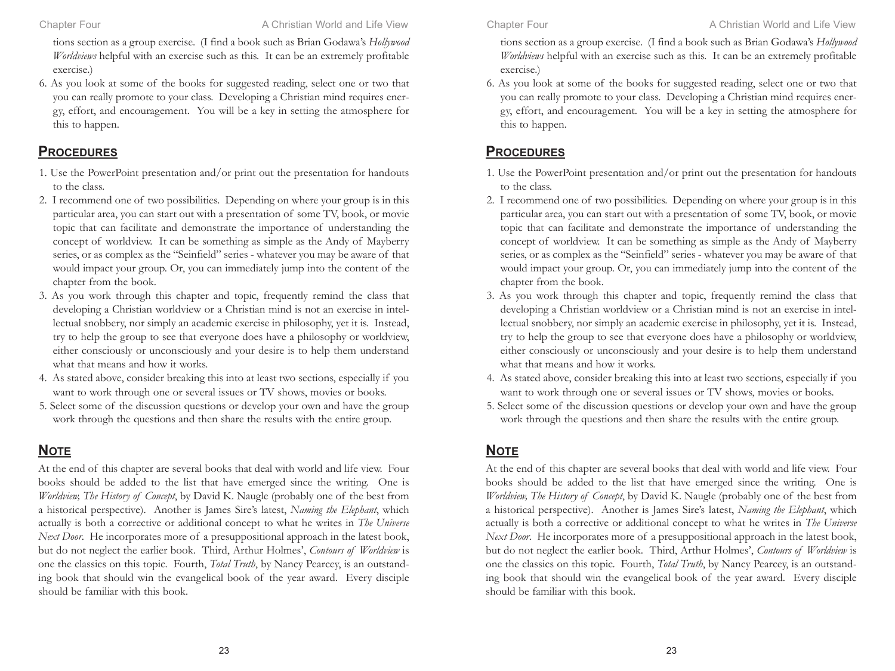tions section as a group exercise. (I find a book such as Brian Godawa's *Hollywood Worldviews* helpful with an exercise such as this. It can be an extremely profitable exercise.)

6. As you look at some of the books for suggested reading, select one or two that you can really promote to your class. Developing a Christian mind requires energy, effort, and encouragement. You will be a key in setting the atmosphere for this to happen.

## **Procedures**

1. Use the PowerPoint presentation and/or print out the presentation for handouts to the class.
2. I recommend one of two possibilities. Depending on where your group is in this particular area, you can start out with a presentation of some TV, book, or movie topic that can facilitate and demonstrate the importance of understanding the concept of worldview. It can be something as simple as the Andy of Mayberry series, or as complex as the "Seinfield" series - whatever you may be aware of that would impact your group. Or, you can immediately jump into the content of the chapter from the book.
3. As you work through this chapter and topic, frequently remind the class that developing a Christian worldview or a Christian mind is not an exercise in intellectual snobbery, nor simply an academic exercise in philosophy, yet it is. Instead, try to help the group to see that everyone does have a philosophy or worldview, either consciously or unconsciously and your desire is to help them understand what that means and how it works.
4. As stated above, consider breaking this into at least two sections, especially if you want to work through one or several issues or TV shows, movies or books.
5. Select some of the discussion questions or develop your own and have the group work through the questions and then share the results with the entire group.

## **Note**

At the end of this chapter are several books that deal with world and life view. Four books should be added to the list that have emerged since the writing. One is *Worldview, The History of Concept*, by David K. Naugle (probably one of the best from a historical perspective). Another is James Sire's latest, *Naming the Elephant*, which actually is both a corrective or additional concept to what he writes in *The Universe Next Door*. He incorporates more of a presuppositional approach in the latest book, but do not neglect the earlier book. Third, Arthur Holmes', *Contours of Worldview* is one the classics on this topic. Fourth, *Total Truth*, by Nancy Pearcey, is an outstanding book that should win the evangelical book of the year award. Every disciple should be familiar with this book.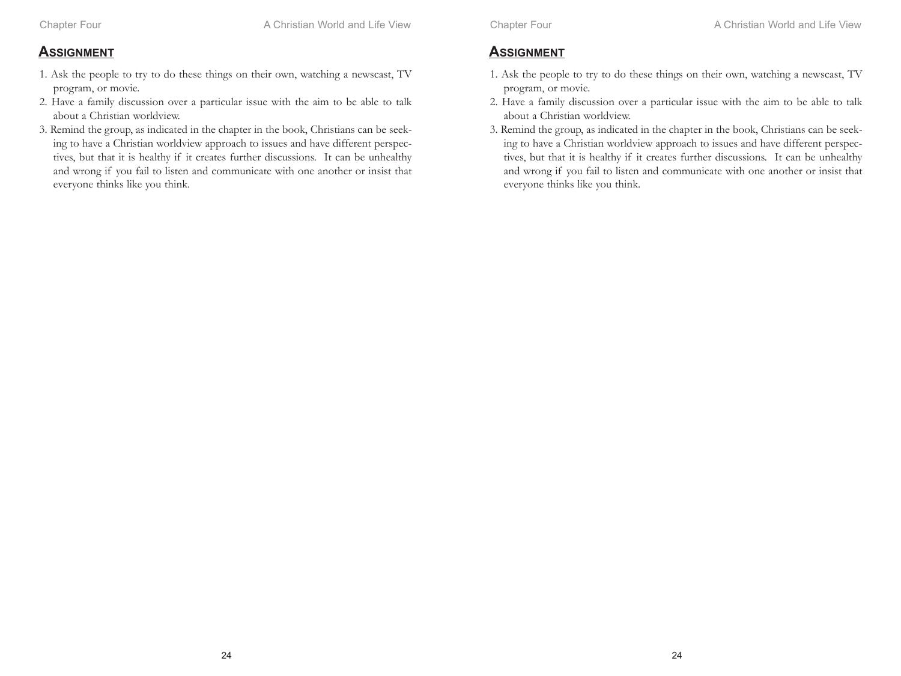## Assignment

1. Ask the people to try to do these things on their own, watching a newscast, TV program, or movie.
2. Have a family discussion over a particular issue with the aim to be able to talk about a Christian worldview.
3. Remind the group, as indicated in the chapter in the book, Christians can be seeking to have a Christian worldview approach to issues and have different perspectives, but that it is healthy if it creates further discussions. It can be unhealthy and wrong if you fail to listen and communicate with one another or insist that everyone thinks like you think.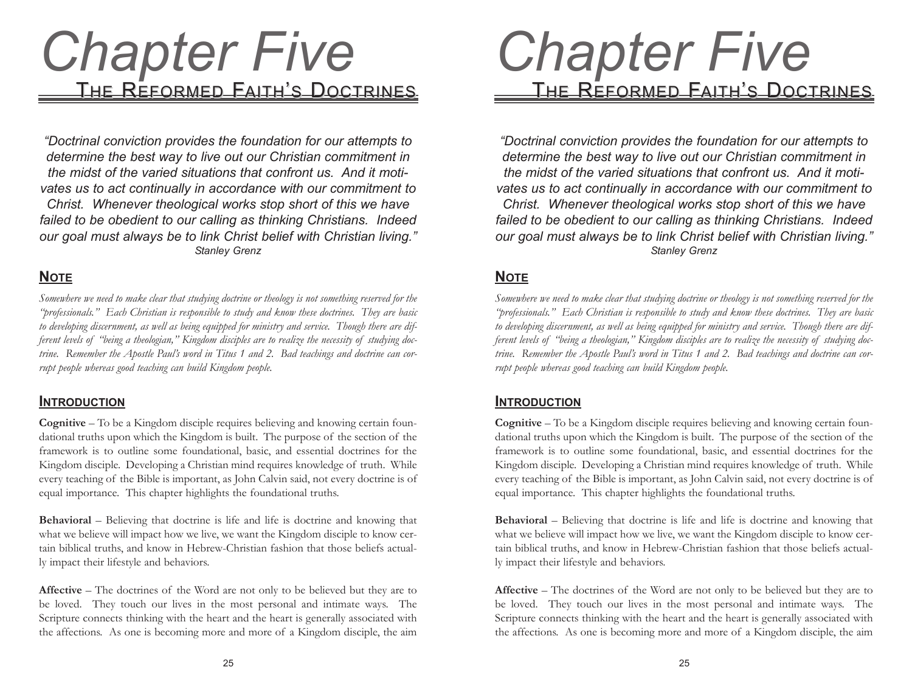# Chapter Five

## The Reformed Faith's Doctrines

*"Doctrinal conviction provides the foundation for our attempts to determine the best way to live out our Christian commitment in the midst of the varied situations that confront us. And it motivates us to act continually in accordance with our commitment to Christ. Whenever theological works stop short of this we have failed to be obedient to our calling as thinking Christians. Indeed our goal must always be to link Christ belief with Christian living."*

*Stanley Grenz*

### Note

*Somewhere we need to make clear that studying doctrine or theology is not something reserved for the "professionals." Each Christian is responsible to study and know these doctrines. They are basic to developing discernment, as well as being equipped for ministry and service. Though there are different levels of "being a theologian," Kingdom disciples are to realize the necessity of studying doctrine. Remember the Apostle Paul's word in Titus 1 and 2. Bad teachings and doctrine can corrupt people whereas good teaching can build Kingdom people.*

### Introduction

**Cognitive** – To be a Kingdom disciple requires believing and knowing certain foundational truths upon which the Kingdom is built. The purpose of the section of the framework is to outline some foundational, basic, and essential doctrines for the Kingdom disciple. Developing a Christian mind requires knowledge of truth. While every teaching of the Bible is important, as John Calvin said, not every doctrine is of equal importance. This chapter highlights the foundational truths.

**Behavioral** – Believing that doctrine is life and life is doctrine and knowing that what we believe will impact how we live, we want the Kingdom disciple to know certain biblical truths, and know in Hebrew-Christian fashion that those beliefs actually impact their lifestyle and behaviors.

**Affective** – The doctrines of the Word are not only to be believed but they are to be loved. They touch our lives in the most personal and intimate ways. The Scripture connects thinking with the heart and the heart is generally associated with the affections. As one is becoming more and more of a Kingdom disciple, the aim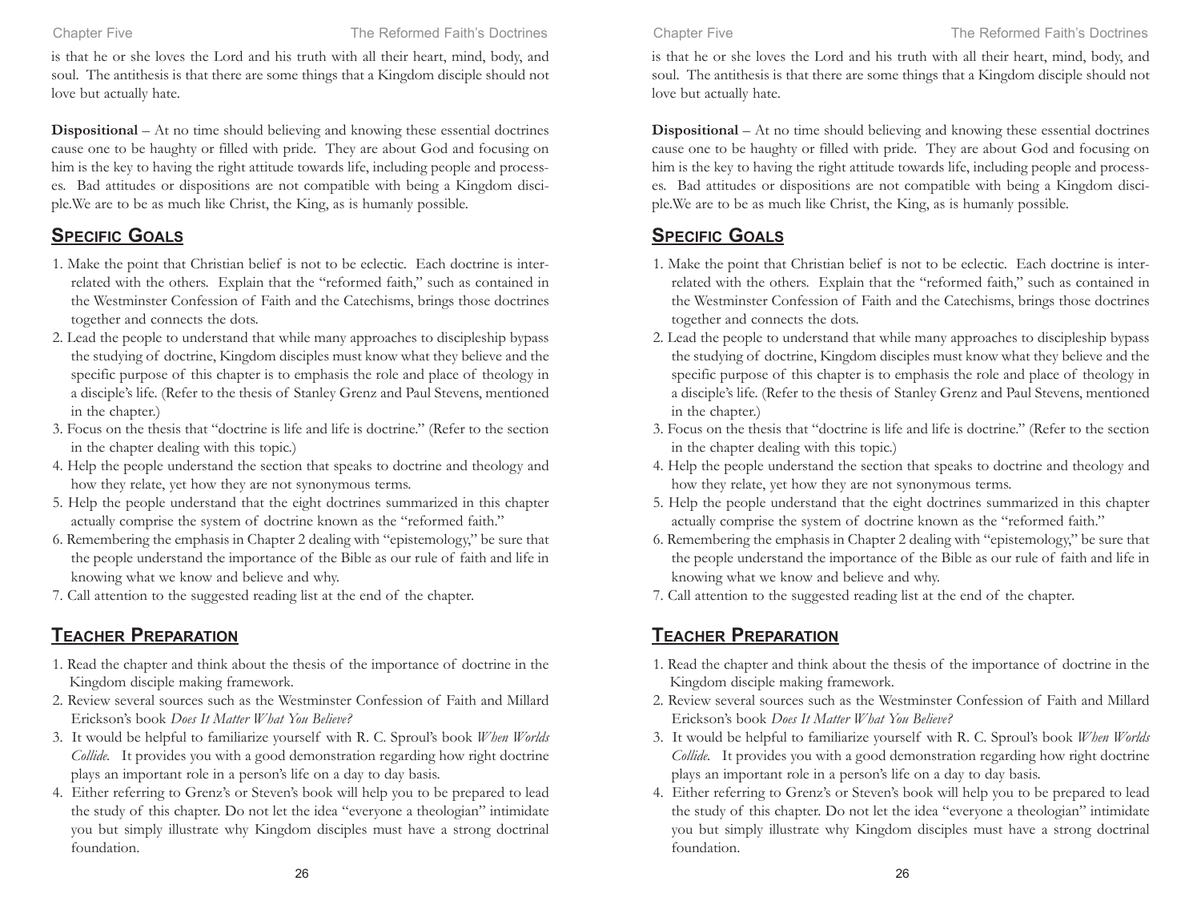is that he or she loves the Lord and his truth with all their heart, mind, body, and soul. The antithesis is that there are some things that a Kingdom disciple should not love but actually hate.

**Dispositional** – At no time should believing and knowing these essential doctrines cause one to be haughty or filled with pride. They are about God and focusing on him is the key to having the right attitude towards life, including people and processes. Bad attitudes or dispositions are not compatible with being a Kingdom disciple.We are to be as much like Christ, the King, as is humanly possible.

## Specific Goals

1. Make the point that Christian belief is not to be eclectic. Each doctrine is interrelated with the others. Explain that the "reformed faith," such as contained in the Westminster Confession of Faith and the Catechisms, brings those doctrines together and connects the dots.
2. Lead the people to understand that while many approaches to discipleship bypass the studying of doctrine, Kingdom disciples must know what they believe and the specific purpose of this chapter is to emphasis the role and place of theology in a disciple's life. (Refer to the thesis of Stanley Grenz and Paul Stevens, mentioned in the chapter.)
3. Focus on the thesis that "doctrine is life and life is doctrine." (Refer to the section in the chapter dealing with this topic.)
4. Help the people understand the section that speaks to doctrine and theology and how they relate, yet how they are not synonymous terms.
5. Help the people understand that the eight doctrines summarized in this chapter actually comprise the system of doctrine known as the "reformed faith."
6. Remembering the emphasis in Chapter 2 dealing with "epistemology," be sure that the people understand the importance of the Bible as our rule of faith and life in knowing what we know and believe and why.
7. Call attention to the suggested reading list at the end of the chapter.

## Teacher Preparation

1. Read the chapter and think about the thesis of the importance of doctrine in the Kingdom disciple making framework.
2. Review several sources such as the Westminster Confession of Faith and Millard Erickson's book *Does It Matter What You Believe?*
3. It would be helpful to familiarize yourself with R. C. Sproul's book *When Worlds Collide.* It provides you with a good demonstration regarding how right doctrine plays an important role in a person's life on a day to day basis.
4. Either referring to Grenz's or Steven's book will help you to be prepared to lead the study of this chapter. Do not let the idea "everyone a theologian" intimidate you but simply illustrate why Kingdom disciples must have a strong doctrinal foundation.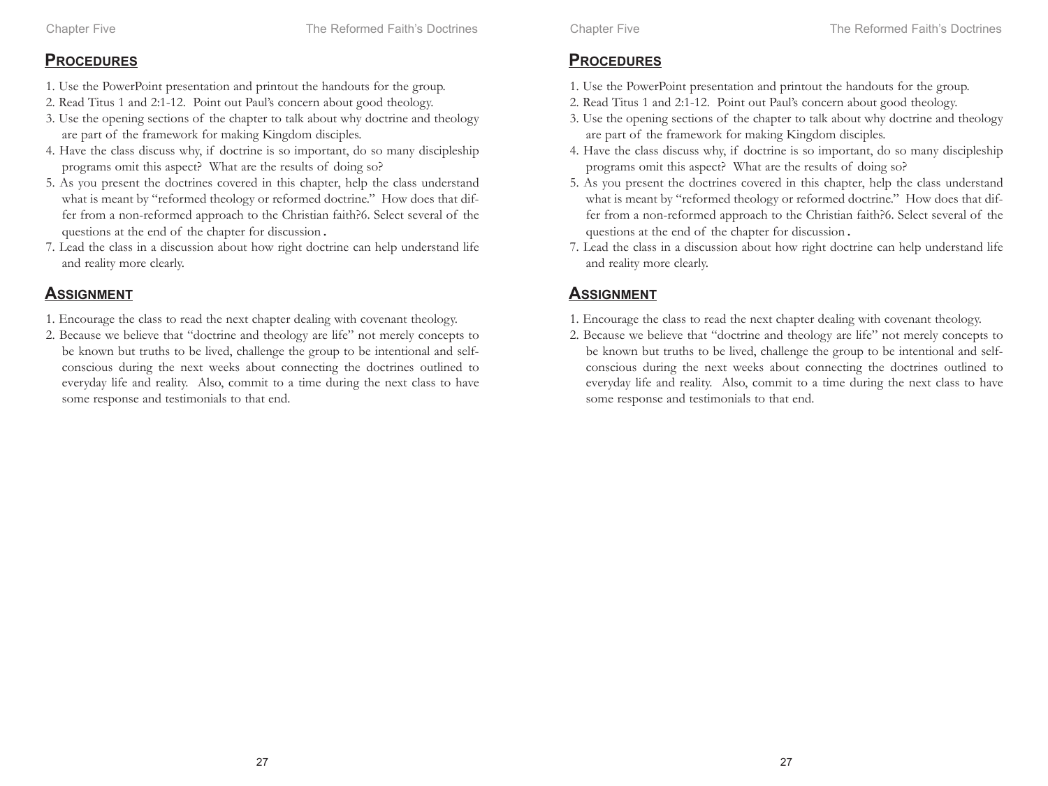## Procedures

1. Use the PowerPoint presentation and printout the handouts for the group.
2. Read Titus 1 and 2:1-12. Point out Paul's concern about good theology.
3. Use the opening sections of the chapter to talk about why doctrine and theology are part of the framework for making Kingdom disciples.
4. Have the class discuss why, if doctrine is so important, do so many discipleship programs omit this aspect? What are the results of doing so?
5. As you present the doctrines covered in this chapter, help the class understand what is meant by "reformed theology or reformed doctrine." How does that differ from a non-reformed approach to the Christian faith?6. Select several of the questions at the end of the chapter for discussion.
7. Lead the class in a discussion about how right doctrine can help understand life and reality more clearly.

## Assignment

1. Encourage the class to read the next chapter dealing with covenant theology.
2. Because we believe that "doctrine and theology are life" not merely concepts to be known but truths to be lived, challenge the group to be intentional and self-conscious during the next weeks about connecting the doctrines outlined to everyday life and reality. Also, commit to a time during the next class to have some response and testimonials to that end.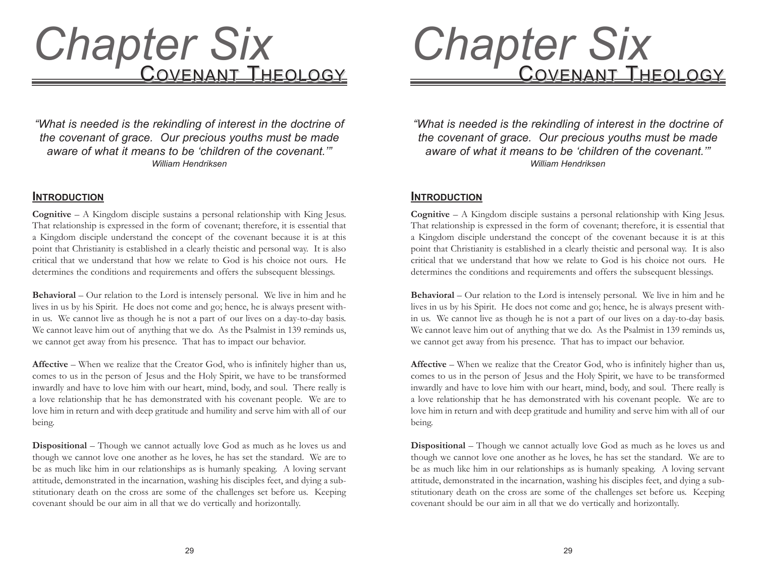# Chapter Six
## Covenant Theology

*"What is needed is the rekindling of interest in the doctrine of the covenant of grace. Our precious youths must be made aware of what it means to be 'children of the covenant.'"*
*William Hendriksen*

### Introduction

**Cognitive** – A Kingdom disciple sustains a personal relationship with King Jesus. That relationship is expressed in the form of covenant; therefore, it is essential that a Kingdom disciple understand the concept of the covenant because it is at this point that Christianity is established in a clearly theistic and personal way. It is also critical that we understand that how we relate to God is his choice not ours. He determines the conditions and requirements and offers the subsequent blessings.

**Behavioral** – Our relation to the Lord is intensely personal. We live in him and he lives in us by his Spirit. He does not come and go; hence, he is always present within us. We cannot live as though he is not a part of our lives on a day-to-day basis. We cannot leave him out of anything that we do. As the Psalmist in 139 reminds us, we cannot get away from his presence. That has to impact our behavior.

**Affective** – When we realize that the Creator God, who is infinitely higher than us, comes to us in the person of Jesus and the Holy Spirit, we have to be transformed inwardly and have to love him with our heart, mind, body, and soul. There really is a love relationship that he has demonstrated with his covenant people. We are to love him in return and with deep gratitude and humility and serve him with all of our being.

**Dispositional** – Though we cannot actually love God as much as he loves us and though we cannot love one another as he loves, he has set the standard. We are to be as much like him in our relationships as is humanly speaking. A loving servant attitude, demonstrated in the incarnation, washing his disciples feet, and dying a substitutionary death on the cross are some of the challenges set before us. Keeping covenant should be our aim in all that we do vertically and horizontally.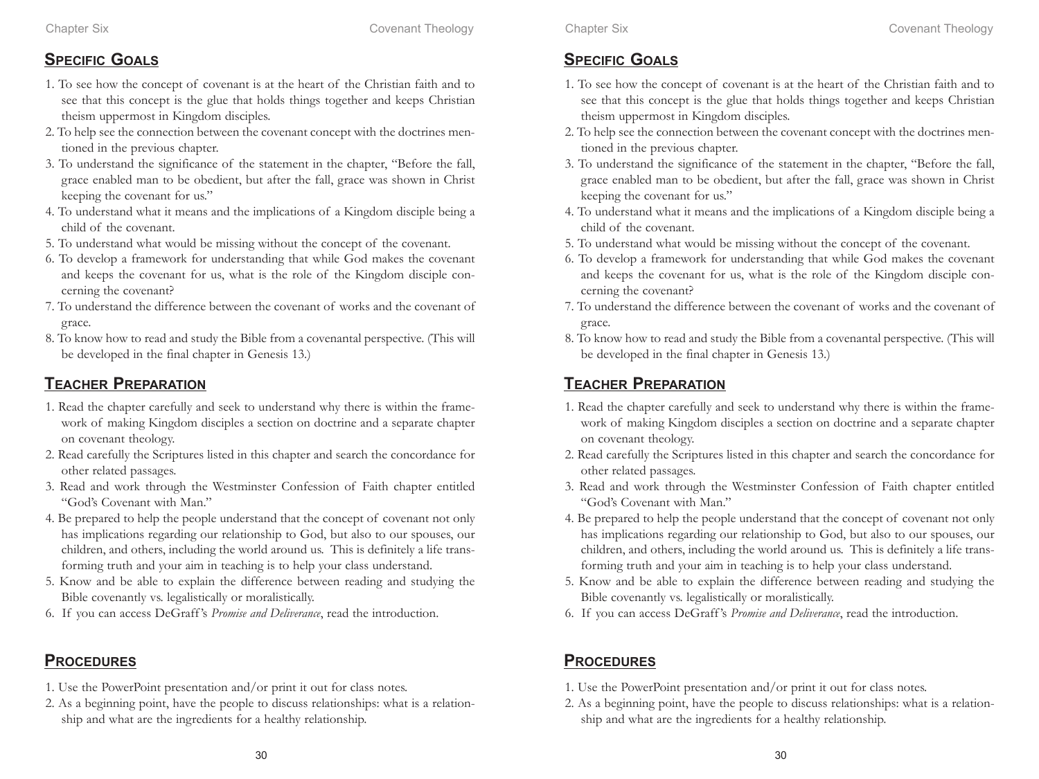## Specific Goals

1. To see how the concept of covenant is at the heart of the Christian faith and to see that this concept is the glue that holds things together and keeps Christian theism uppermost in Kingdom disciples.
2. To help see the connection between the covenant concept with the doctrines mentioned in the previous chapter.
3. To understand the significance of the statement in the chapter, "Before the fall, grace enabled man to be obedient, but after the fall, grace was shown in Christ keeping the covenant for us."
4. To understand what it means and the implications of a Kingdom disciple being a child of the covenant.
5. To understand what would be missing without the concept of the covenant.
6. To develop a framework for understanding that while God makes the covenant and keeps the covenant for us, what is the role of the Kingdom disciple concerning the covenant?
7. To understand the difference between the covenant of works and the covenant of grace.
8. To know how to read and study the Bible from a covenantal perspective. (This will be developed in the final chapter in Genesis 13.)

## Teacher Preparation

1. Read the chapter carefully and seek to understand why there is within the framework of making Kingdom disciples a section on doctrine and a separate chapter on covenant theology.
2. Read carefully the Scriptures listed in this chapter and search the concordance for other related passages.
3. Read and work through the Westminster Confession of Faith chapter entitled "God's Covenant with Man."
4. Be prepared to help the people understand that the concept of covenant not only has implications regarding our relationship to God, but also to our spouses, our children, and others, including the world around us. This is definitely a life transforming truth and your aim in teaching is to help your class understand.
5. Know and be able to explain the difference between reading and studying the Bible covenantly vs. legalistically or moralistically.
6. If you can access DeGraff's *Promise and Deliverance*, read the introduction.

## Procedures

1. Use the PowerPoint presentation and/or print it out for class notes.
2. As a beginning point, have the people to discuss relationships: what is a relationship and what are the ingredients for a healthy relationship.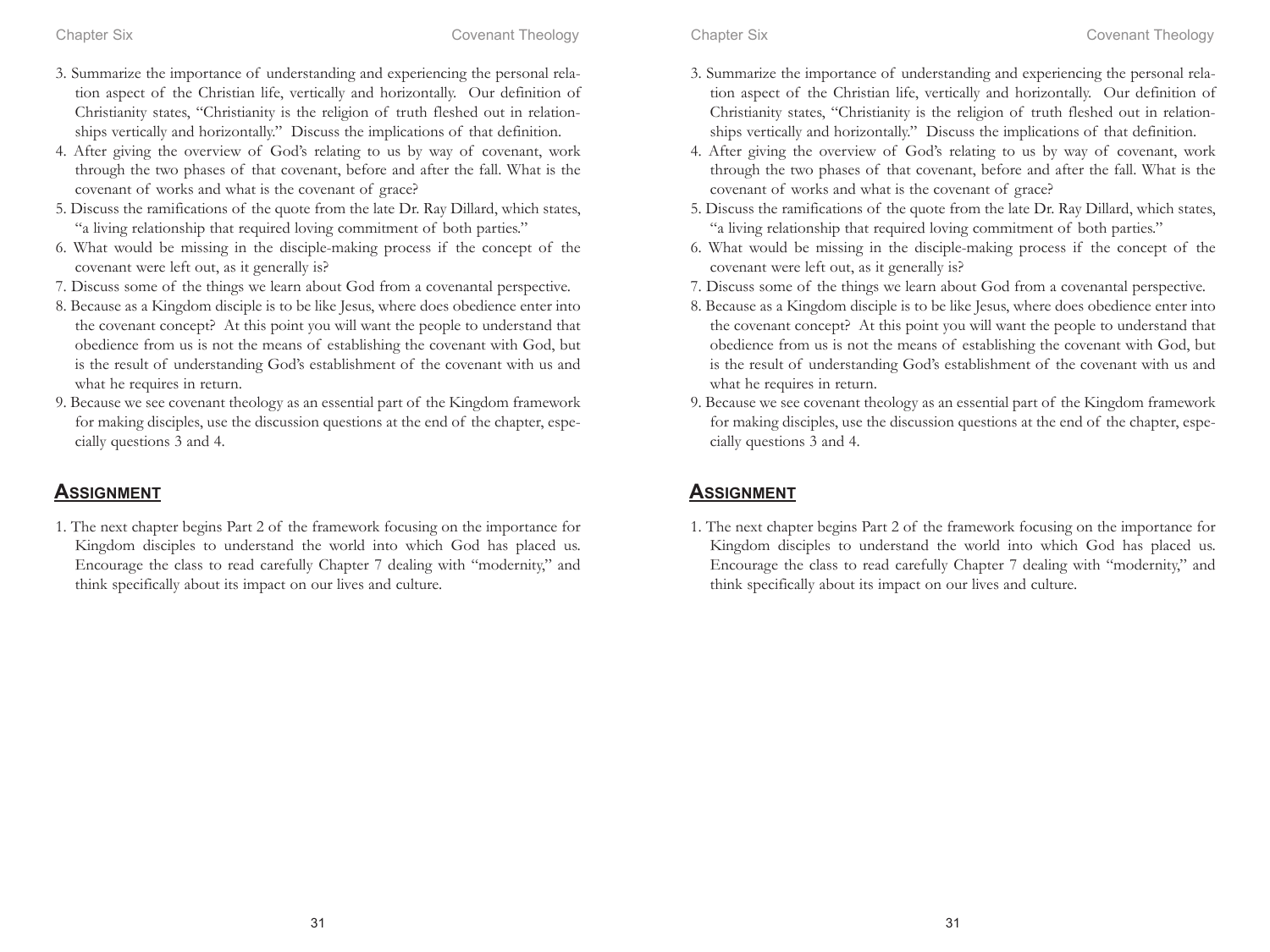3. Summarize the importance of understanding and experiencing the personal relation aspect of the Christian life, vertically and horizontally. Our definition of Christianity states, "Christianity is the religion of truth fleshed out in relationships vertically and horizontally." Discuss the implications of that definition.
4. After giving the overview of God's relating to us by way of covenant, work through the two phases of that covenant, before and after the fall. What is the covenant of works and what is the covenant of grace?
5. Discuss the ramifications of the quote from the late Dr. Ray Dillard, which states, "a living relationship that required loving commitment of both parties."
6. What would be missing in the disciple-making process if the concept of the covenant were left out, as it generally is?
7. Discuss some of the things we learn about God from a covenantal perspective.
8. Because as a Kingdom disciple is to be like Jesus, where does obedience enter into the covenant concept? At this point you will want the people to understand that obedience from us is not the means of establishing the covenant with God, but is the result of understanding God's establishment of the covenant with us and what he requires in return.
9. Because we see covenant theology as an essential part of the Kingdom framework for making disciples, use the discussion questions at the end of the chapter, especially questions 3 and 4.

## Assignment

1. The next chapter begins Part 2 of the framework focusing on the importance for Kingdom disciples to understand the world into which God has placed us. Encourage the class to read carefully Chapter 7 dealing with "modernity," and think specifically about its impact on our lives and culture.

3. Summarize the importance of understanding and experiencing the personal relation aspect of the Christian life, vertically and horizontally. Our definition of Christianity states, "Christianity is the religion of truth fleshed out in relationships vertically and horizontally." Discuss the implications of that definition.
4. After giving the overview of God's relating to us by way of covenant, work through the two phases of that covenant, before and after the fall. What is the covenant of works and what is the covenant of grace?
5. Discuss the ramifications of the quote from the late Dr. Ray Dillard, which states, "a living relationship that required loving commitment of both parties."
6. What would be missing in the disciple-making process if the concept of the covenant were left out, as it generally is?
7. Discuss some of the things we learn about God from a covenantal perspective.
8. Because as a Kingdom disciple is to be like Jesus, where does obedience enter into the covenant concept? At this point you will want the people to understand that obedience from us is not the means of establishing the covenant with God, but is the result of understanding God's establishment of the covenant with us and what he requires in return.
9. Because we see covenant theology as an essential part of the Kingdom framework for making disciples, use the discussion questions at the end of the chapter, especially questions 3 and 4.

## Assignment

1. The next chapter begins Part 2 of the framework focusing on the importance for Kingdom disciples to understand the world into which God has placed us. Encourage the class to read carefully Chapter 7 dealing with "modernity," and think specifically about its impact on our lives and culture.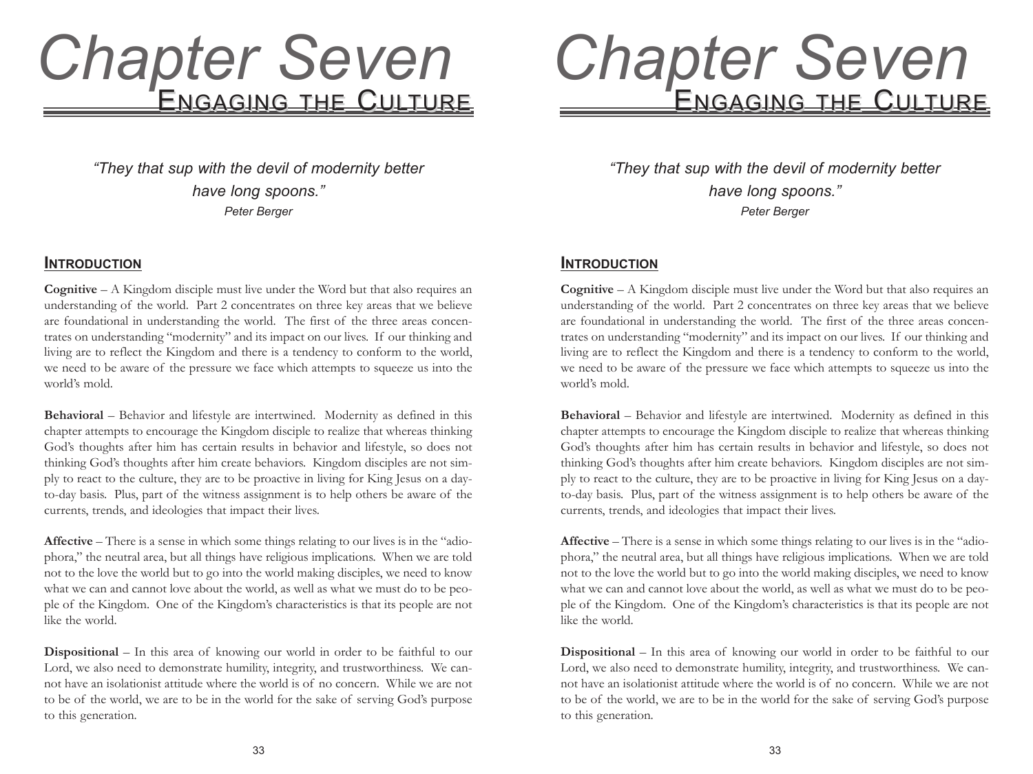# Chapter Seven

## Engaging the Culture

*"They that sup with the devil of modernity better have long spoons."*
*Peter Berger*

### Introduction

**Cognitive** – A Kingdom disciple must live under the Word but that also requires an understanding of the world. Part 2 concentrates on three key areas that we believe are foundational in understanding the world. The first of the three areas concentrates on understanding "modernity" and its impact on our lives. If our thinking and living are to reflect the Kingdom and there is a tendency to conform to the world, we need to be aware of the pressure we face which attempts to squeeze us into the world's mold.

**Behavioral** – Behavior and lifestyle are intertwined. Modernity as defined in this chapter attempts to encourage the Kingdom disciple to realize that whereas thinking God's thoughts after him has certain results in behavior and lifestyle, so does not thinking God's thoughts after him create behaviors. Kingdom disciples are not simply to react to the culture, they are to be proactive in living for King Jesus on a day-to-day basis. Plus, part of the witness assignment is to help others be aware of the currents, trends, and ideologies that impact their lives.

**Affective** – There is a sense in which some things relating to our lives is in the "adiophora," the neutral area, but all things have religious implications. When we are told not to the love the world but to go into the world making disciples, we need to know what we can and cannot love about the world, as well as what we must do to be people of the Kingdom. One of the Kingdom's characteristics is that its people are not like the world.

**Dispositional** – In this area of knowing our world in order to be faithful to our Lord, we also need to demonstrate humility, integrity, and trustworthiness. We cannot have an isolationist attitude where the world is of no concern. While we are not to be of the world, we are to be in the world for the sake of serving God's purpose to this generation.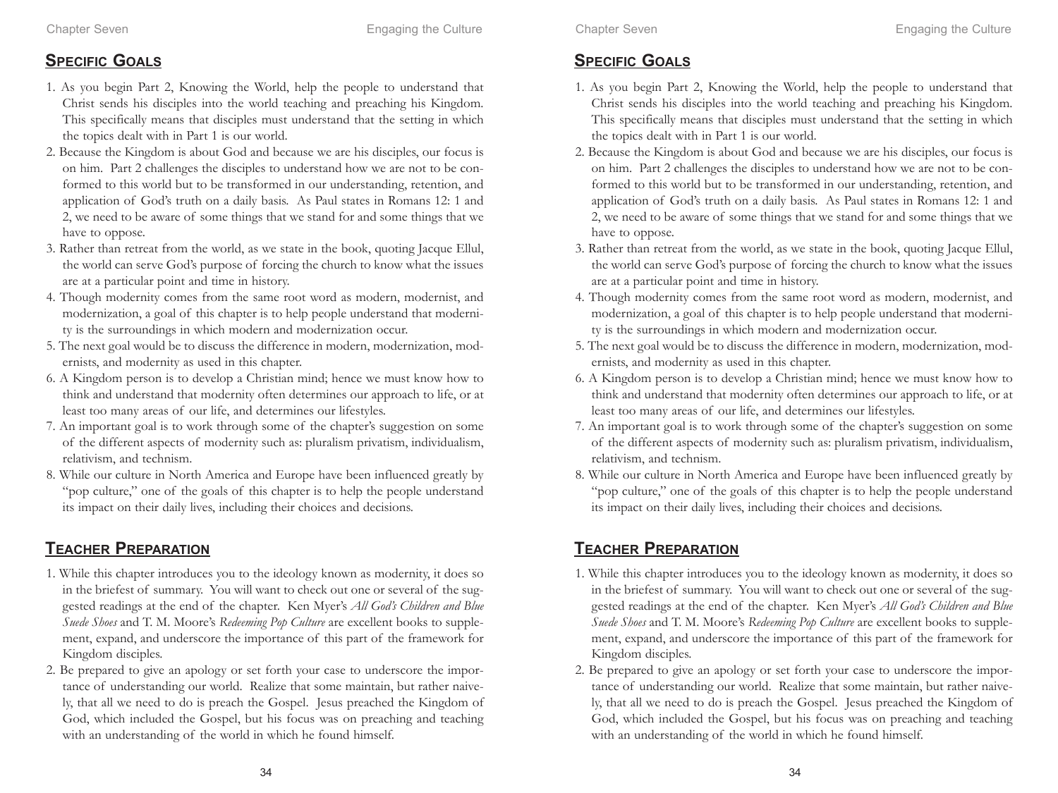## Specific Goals

1. As you begin Part 2, Knowing the World, help the people to understand that Christ sends his disciples into the world teaching and preaching his Kingdom. This specifically means that disciples must understand that the setting in which the topics dealt with in Part 1 is our world.
2. Because the Kingdom is about God and because we are his disciples, our focus is on him. Part 2 challenges the disciples to understand how we are not to be conformed to this world but to be transformed in our understanding, retention, and application of God's truth on a daily basis. As Paul states in Romans 12: 1 and 2, we need to be aware of some things that we stand for and some things that we have to oppose.
3. Rather than retreat from the world, as we state in the book, quoting Jacque Ellul, the world can serve God's purpose of forcing the church to know what the issues are at a particular point and time in history.
4. Though modernity comes from the same root word as modern, modernist, and modernization, a goal of this chapter is to help people understand that modernity is the surroundings in which modern and modernization occur.
5. The next goal would be to discuss the difference in modern, modernization, modernists, and modernity as used in this chapter.
6. A Kingdom person is to develop a Christian mind; hence we must know how to think and understand that modernity often determines our approach to life, or at least too many areas of our life, and determines our lifestyles.
7. An important goal is to work through some of the chapter's suggestion on some of the different aspects of modernity such as: pluralism privatism, individualism, relativism, and technism.
8. While our culture in North America and Europe have been influenced greatly by "pop culture," one of the goals of this chapter is to help the people understand its impact on their daily lives, including their choices and decisions.

## Teacher Preparation

1. While this chapter introduces you to the ideology known as modernity, it does so in the briefest of summary. You will want to check out one or several of the suggested readings at the end of the chapter. Ken Myer's *All God's Children and Blue Suede Shoes* and T. M. Moore's *Redeeming Pop Culture* are excellent books to supplement, expand, and underscore the importance of this part of the framework for Kingdom disciples.
2. Be prepared to give an apology or set forth your case to underscore the importance of understanding our world. Realize that some maintain, but rather naively, that all we need to do is preach the Gospel. Jesus preached the Kingdom of God, which included the Gospel, but his focus was on preaching and teaching with an understanding of the world in which he found himself.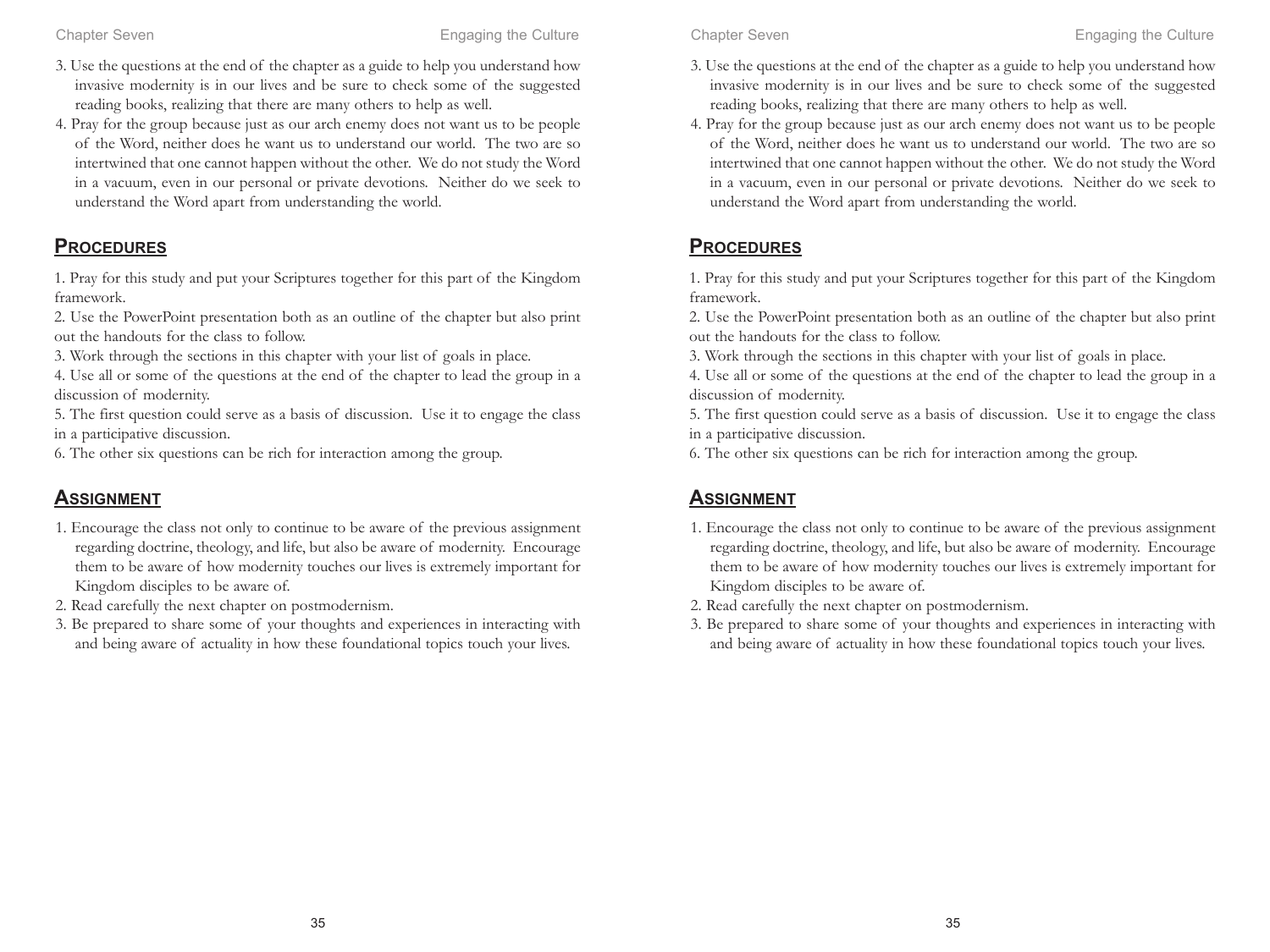3. Use the questions at the end of the chapter as a guide to help you understand how invasive modernity is in our lives and be sure to check some of the suggested reading books, realizing that there are many others to help as well.
4. Pray for the group because just as our arch enemy does not want us to be people of the Word, neither does he want us to understand our world. The two are so intertwined that one cannot happen without the other. We do not study the Word in a vacuum, even in our personal or private devotions. Neither do we seek to understand the Word apart from understanding the world.

## Procedures

1. Pray for this study and put your Scriptures together for this part of the Kingdom framework.
2. Use the PowerPoint presentation both as an outline of the chapter but also print out the handouts for the class to follow.
3. Work through the sections in this chapter with your list of goals in place.
4. Use all or some of the questions at the end of the chapter to lead the group in a discussion of modernity.
5. The first question could serve as a basis of discussion. Use it to engage the class in a participative discussion.
6. The other six questions can be rich for interaction among the group.

## Assignment

1. Encourage the class not only to continue to be aware of the previous assignment regarding doctrine, theology, and life, but also be aware of modernity. Encourage them to be aware of how modernity touches our lives is extremely important for Kingdom disciples to be aware of.
2. Read carefully the next chapter on postmodernism.
3. Be prepared to share some of your thoughts and experiences in interacting with and being aware of actuality in how these foundational topics touch your lives.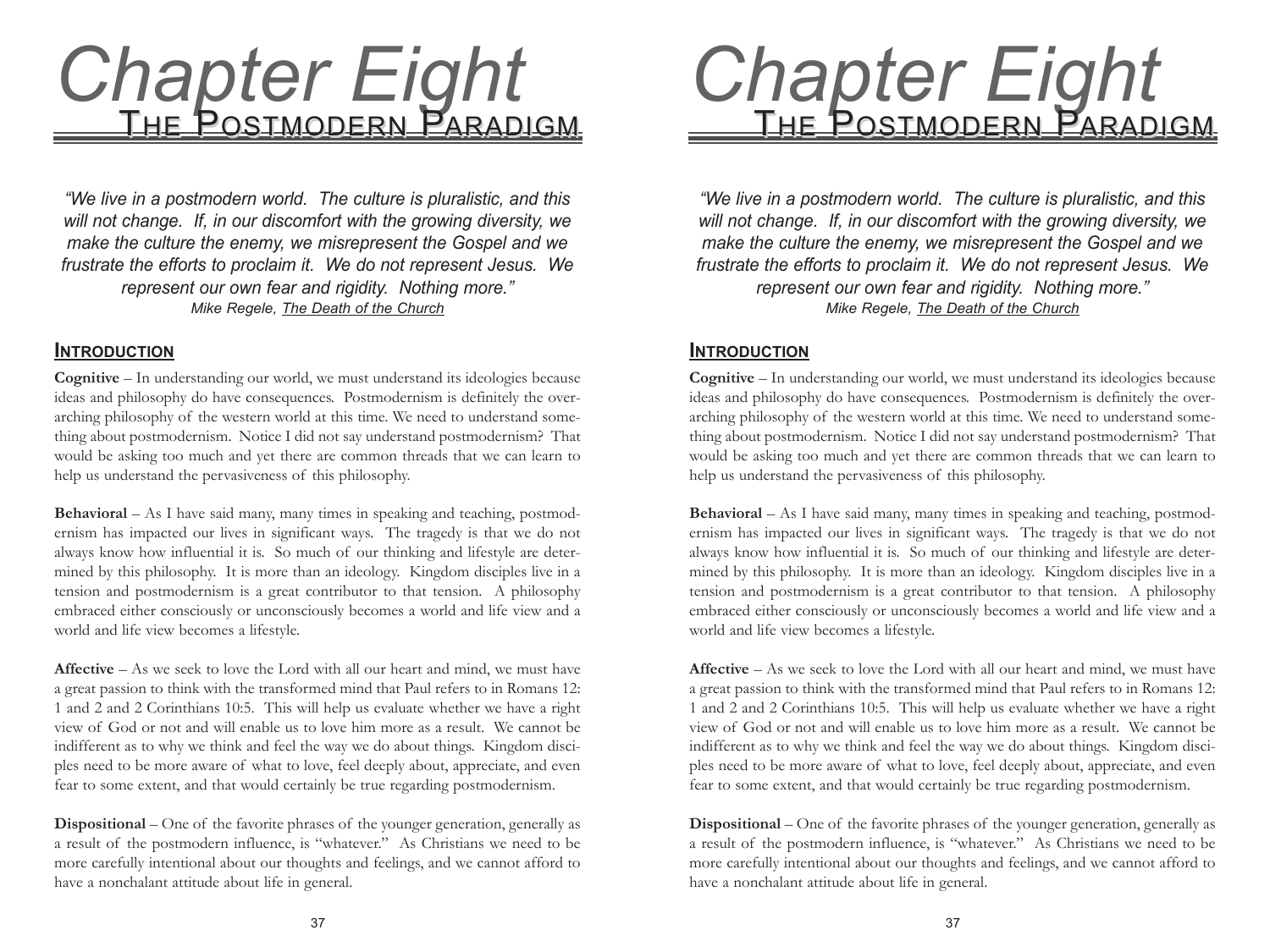# Chapter Eight

## The Postmodern Paradigm

*"We live in a postmodern world. The culture is pluralistic, and this will not change. If, in our discomfort with the growing diversity, we make the culture the enemy, we misrepresent the Gospel and we frustrate the efforts to proclaim it. We do not represent Jesus. We represent our own fear and rigidity. Nothing more."*
*Mike Regele, The Death of the Church*

### Introduction

**Cognitive** – In understanding our world, we must understand its ideologies because ideas and philosophy do have consequences. Postmodernism is definitely the overarching philosophy of the western world at this time. We need to understand something about postmodernism. Notice I did not say understand postmodernism? That would be asking too much and yet there are common threads that we can learn to help us understand the pervasiveness of this philosophy.

**Behavioral** – As I have said many, many times in speaking and teaching, postmodernism has impacted our lives in significant ways. The tragedy is that we do not always know how influential it is. So much of our thinking and lifestyle are determined by this philosophy. It is more than an ideology. Kingdom disciples live in a tension and postmodernism is a great contributor to that tension. A philosophy embraced either consciously or unconsciously becomes a world and life view and a world and life view becomes a lifestyle.

**Affective** – As we seek to love the Lord with all our heart and mind, we must have a great passion to think with the transformed mind that Paul refers to in Romans 12:1 and 2 and 2 Corinthians 10:5. This will help us evaluate whether we have a right view of God or not and will enable us to love him more as a result. We cannot be indifferent as to why we think and feel the way we do about things. Kingdom disciples need to be more aware of what to love, feel deeply about, appreciate, and even fear to some extent, and that would certainly be true regarding postmodernism.

**Dispositional** – One of the favorite phrases of the younger generation, generally as a result of the postmodern influence, is "whatever." As Christians we need to be more carefully intentional about our thoughts and feelings, and we cannot afford to have a nonchalant attitude about life in general.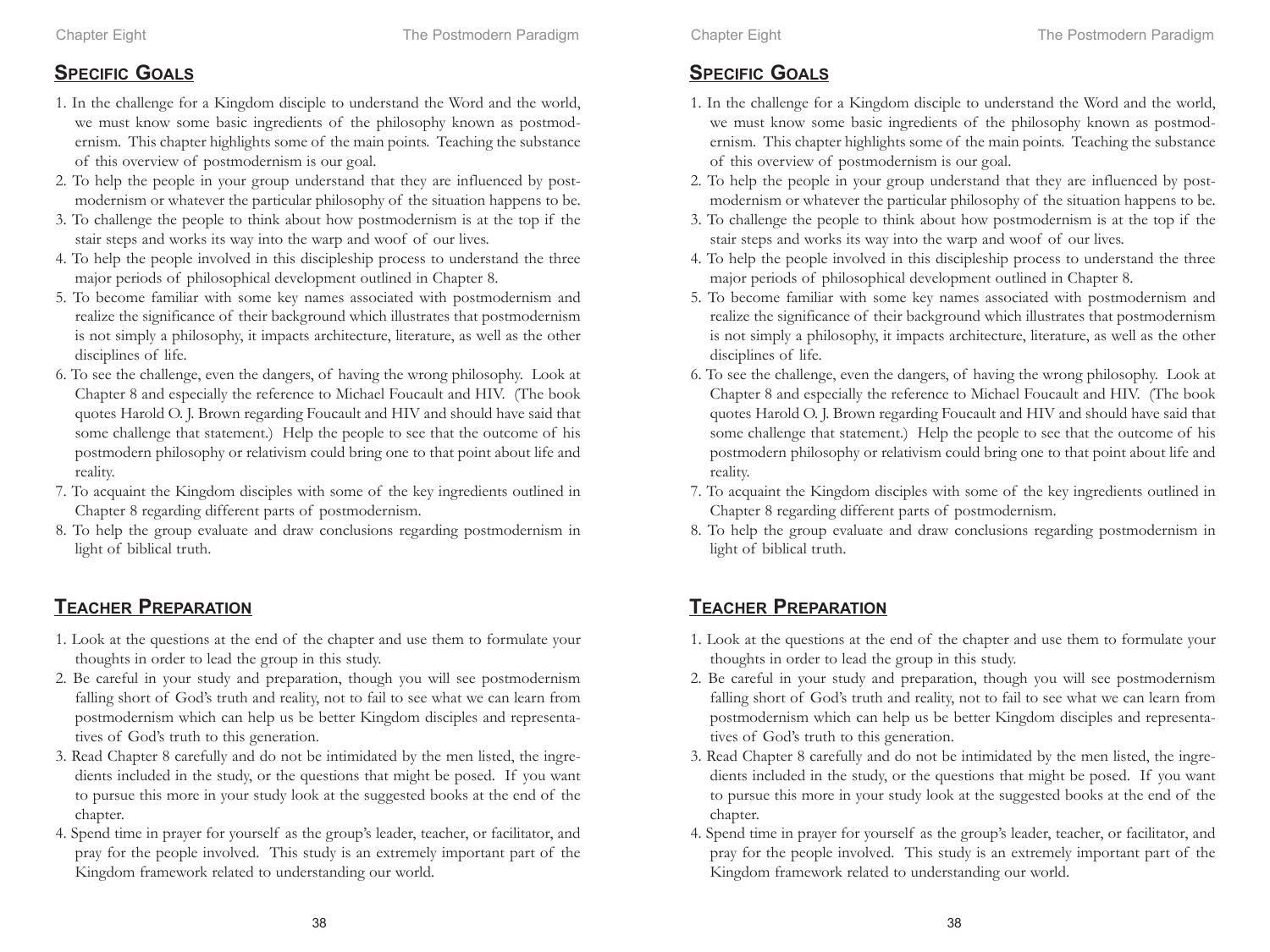## Specific Goals

1. In the challenge for a Kingdom disciple to understand the Word and the world, we must know some basic ingredients of the philosophy known as postmodernism. This chapter highlights some of the main points. Teaching the substance of this overview of postmodernism is our goal.
2. To help the people in your group understand that they are influenced by postmodernism or whatever the particular philosophy of the situation happens to be.
3. To challenge the people to think about how postmodernism is at the top if the stair steps and works its way into the warp and woof of our lives.
4. To help the people involved in this discipleship process to understand the three major periods of philosophical development outlined in Chapter 8.
5. To become familiar with some key names associated with postmodernism and realize the significance of their background which illustrates that postmodernism is not simply a philosophy, it impacts architecture, literature, as well as the other disciplines of life.
6. To see the challenge, even the dangers, of having the wrong philosophy. Look at Chapter 8 and especially the reference to Michael Foucault and HIV. (The book quotes Harold O. J. Brown regarding Foucault and HIV and should have said that some challenge that statement.) Help the people to see that the outcome of his postmodern philosophy or relativism could bring one to that point about life and reality.
7. To acquaint the Kingdom disciples with some of the key ingredients outlined in Chapter 8 regarding different parts of postmodernism.
8. To help the group evaluate and draw conclusions regarding postmodernism in light of biblical truth.

## Teacher Preparation

1. Look at the questions at the end of the chapter and use them to formulate your thoughts in order to lead the group in this study.
2. Be careful in your study and preparation, though you will see postmodernism falling short of God's truth and reality, not to fail to see what we can learn from postmodernism which can help us be better Kingdom disciples and representatives of God's truth to this generation.
3. Read Chapter 8 carefully and do not be intimidated by the men listed, the ingredients included in the study, or the questions that might be posed. If you want to pursue this more in your study look at the suggested books at the end of the chapter.
4. Spend time in prayer for yourself as the group's leader, teacher, or facilitator, and pray for the people involved. This study is an extremely important part of the Kingdom framework related to understanding our world.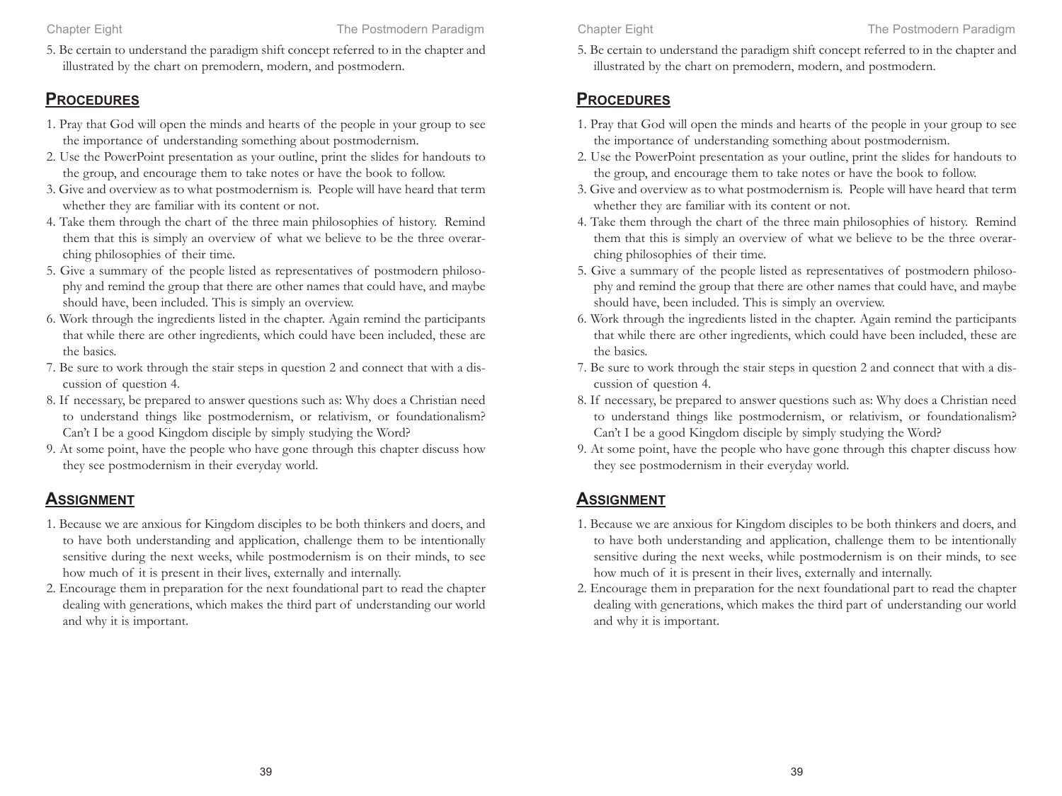5. Be certain to understand the paradigm shift concept referred to in the chapter and illustrated by the chart on premodern, modern, and postmodern.

## Procedures

1. Pray that God will open the minds and hearts of the people in your group to see the importance of understanding something about postmodernism.
2. Use the PowerPoint presentation as your outline, print the slides for handouts to the group, and encourage them to take notes or have the book to follow.
3. Give and overview as to what postmodernism is. People will have heard that term whether they are familiar with its content or not.
4. Take them through the chart of the three main philosophies of history. Remind them that this is simply an overview of what we believe to be the three overarching philosophies of their time.
5. Give a summary of the people listed as representatives of postmodern philosophy and remind the group that there are other names that could have, and maybe should have, been included. This is simply an overview.
6. Work through the ingredients listed in the chapter. Again remind the participants that while there are other ingredients, which could have been included, these are the basics.
7. Be sure to work through the stair steps in question 2 and connect that with a discussion of question 4.
8. If necessary, be prepared to answer questions such as: Why does a Christian need to understand things like postmodernism, or relativism, or foundationalism? Can't I be a good Kingdom disciple by simply studying the Word?
9. At some point, have the people who have gone through this chapter discuss how they see postmodernism in their everyday world.

## Assignment

1. Because we are anxious for Kingdom disciples to be both thinkers and doers, and to have both understanding and application, challenge them to be intentionally sensitive during the next weeks, while postmodernism is on their minds, to see how much of it is present in their lives, externally and internally.
2. Encourage them in preparation for the next foundational part to read the chapter dealing with generations, which makes the third part of understanding our world and why it is important.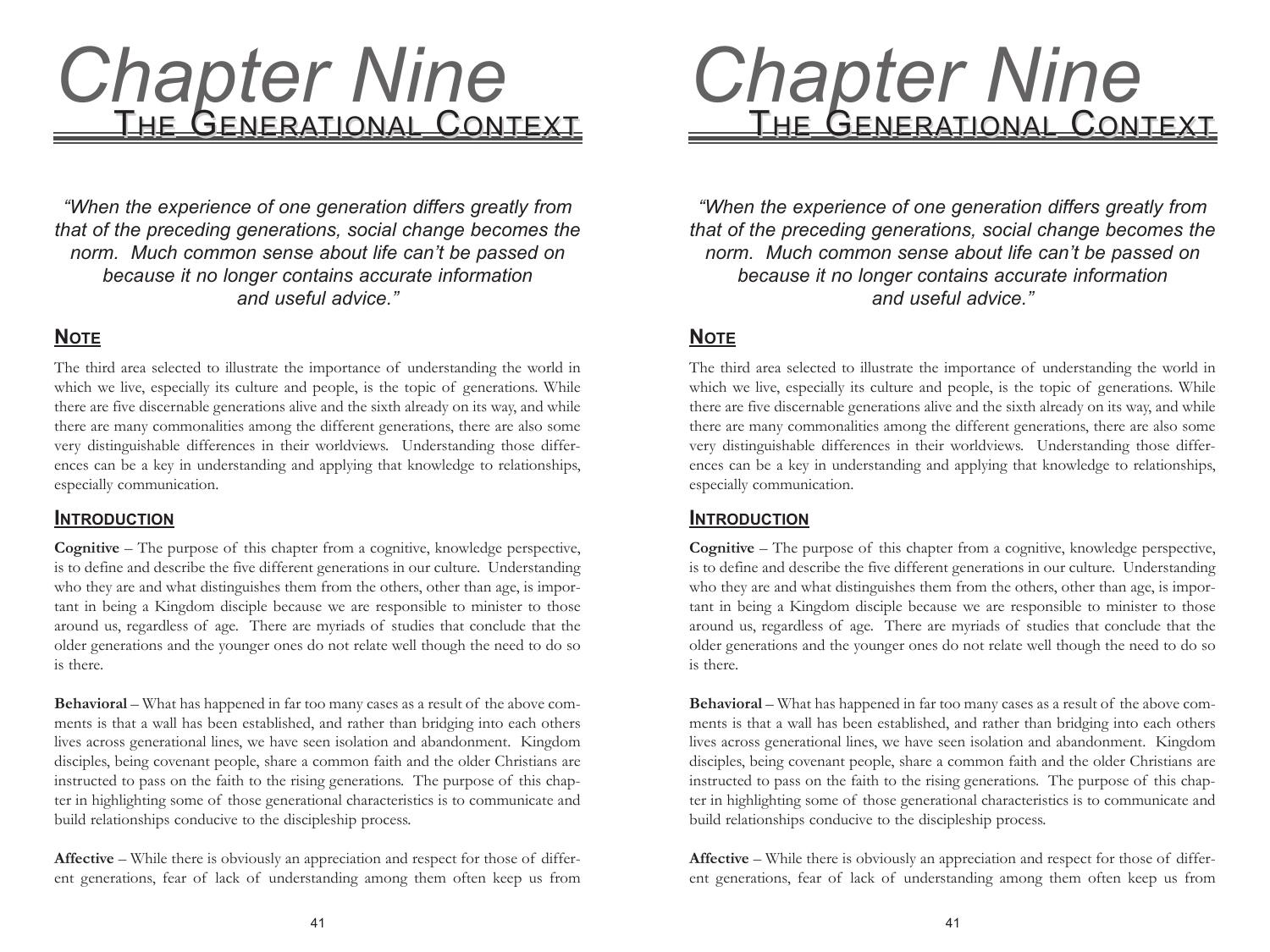# Chapter Nine

## The Generational Context

*"When the experience of one generation differs greatly from that of the preceding generations, social change becomes the norm. Much common sense about life can't be passed on because it no longer contains accurate information and useful advice."*

### Note

The third area selected to illustrate the importance of understanding the world in which we live, especially its culture and people, is the topic of generations. While there are five discernable generations alive and the sixth already on its way, and while there are many commonalities among the different generations, there are also some very distinguishable differences in their worldviews. Understanding those differences can be a key in understanding and applying that knowledge to relationships, especially communication.

### Introduction

**Cognitive** – The purpose of this chapter from a cognitive, knowledge perspective, is to define and describe the five different generations in our culture. Understanding who they are and what distinguishes them from the others, other than age, is important in being a Kingdom disciple because we are responsible to minister to those around us, regardless of age. There are myriads of studies that conclude that the older generations and the younger ones do not relate well though the need to do so is there.

**Behavioral** – What has happened in far too many cases as a result of the above comments is that a wall has been established, and rather than bridging into each others lives across generational lines, we have seen isolation and abandonment. Kingdom disciples, being covenant people, share a common faith and the older Christians are instructed to pass on the faith to the rising generations. The purpose of this chapter in highlighting some of those generational characteristics is to communicate and build relationships conducive to the discipleship process.

**Affective** – While there is obviously an appreciation and respect for those of different generations, fear of lack of understanding among them often keep us from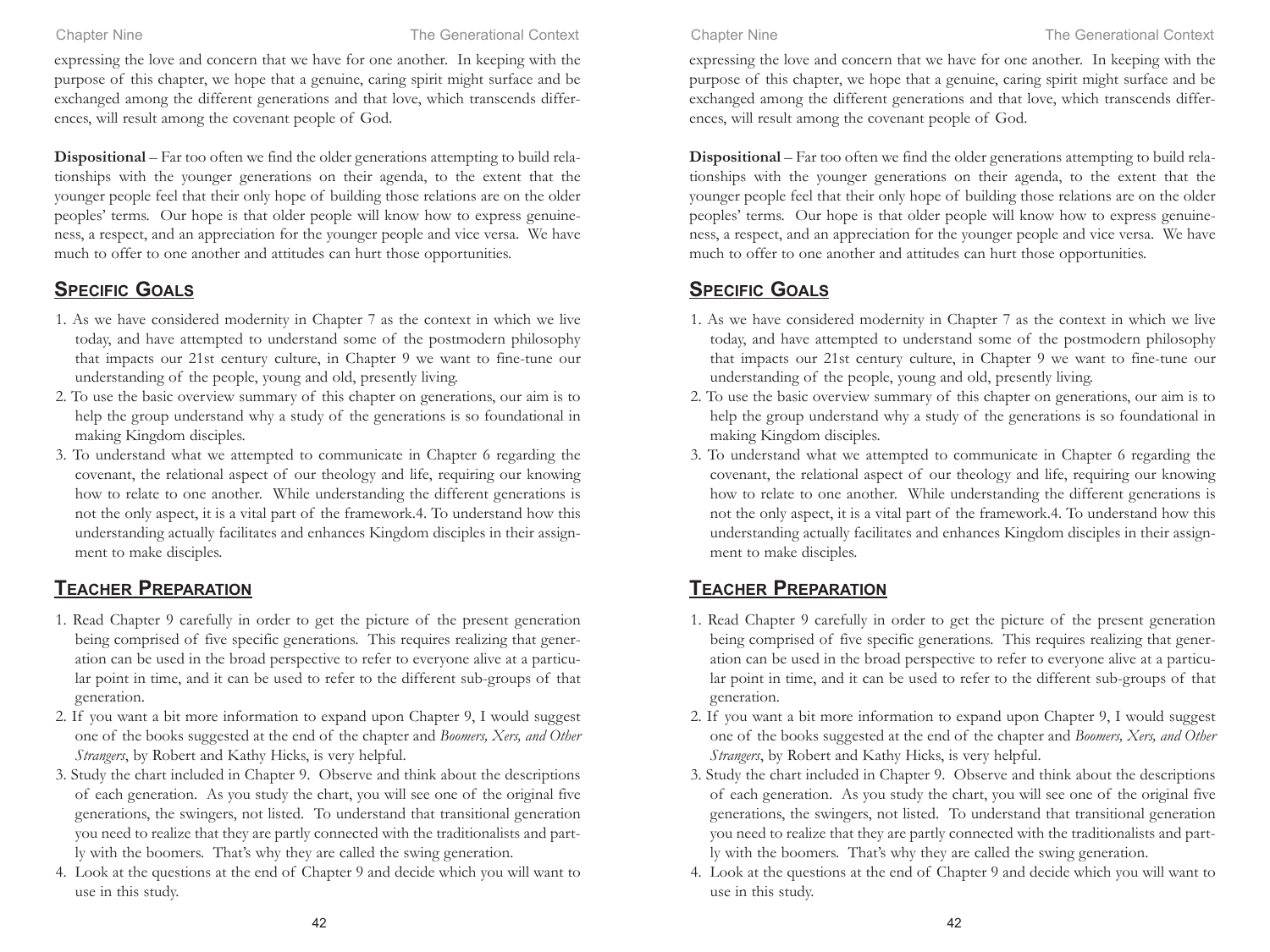expressing the love and concern that we have for one another. In keeping with the purpose of this chapter, we hope that a genuine, caring spirit might surface and be exchanged among the different generations and that love, which transcends differences, will result among the covenant people of God.

**Dispositional** – Far too often we find the older generations attempting to build relationships with the younger generations on their agenda, to the extent that the younger people feel that their only hope of building those relations are on the older peoples' terms. Our hope is that older people will know how to express genuineness, a respect, and an appreciation for the younger people and vice versa. We have much to offer to one another and attitudes can hurt those opportunities.

## Specific Goals

1. As we have considered modernity in Chapter 7 as the context in which we live today, and have attempted to understand some of the postmodern philosophy that impacts our 21st century culture, in Chapter 9 we want to fine-tune our understanding of the people, young and old, presently living.
2. To use the basic overview summary of this chapter on generations, our aim is to help the group understand why a study of the generations is so foundational in making Kingdom disciples.
3. To understand what we attempted to communicate in Chapter 6 regarding the covenant, the relational aspect of our theology and life, requiring our knowing how to relate to one another. While understanding the different generations is not the only aspect, it is a vital part of the framework.
4. To understand how this understanding actually facilitates and enhances Kingdom disciples in their assignment to make disciples.

## Teacher Preparation

1. Read Chapter 9 carefully in order to get the picture of the present generation being comprised of five specific generations. This requires realizing that generation can be used in the broad perspective to refer to everyone alive at a particular point in time, and it can be used to refer to the different sub-groups of that generation.
2. If you want a bit more information to expand upon Chapter 9, I would suggest one of the books suggested at the end of the chapter and *Boomers, Xers, and Other Strangers*, by Robert and Kathy Hicks, is very helpful.
3. Study the chart included in Chapter 9. Observe and think about the descriptions of each generation. As you study the chart, you will see one of the original five generations, the swingers, not listed. To understand that transitional generation you need to realize that they are partly connected with the traditionalists and partly with the boomers. That's why they are called the swing generation.
4. Look at the questions at the end of Chapter 9 and decide which you will want to use in this study.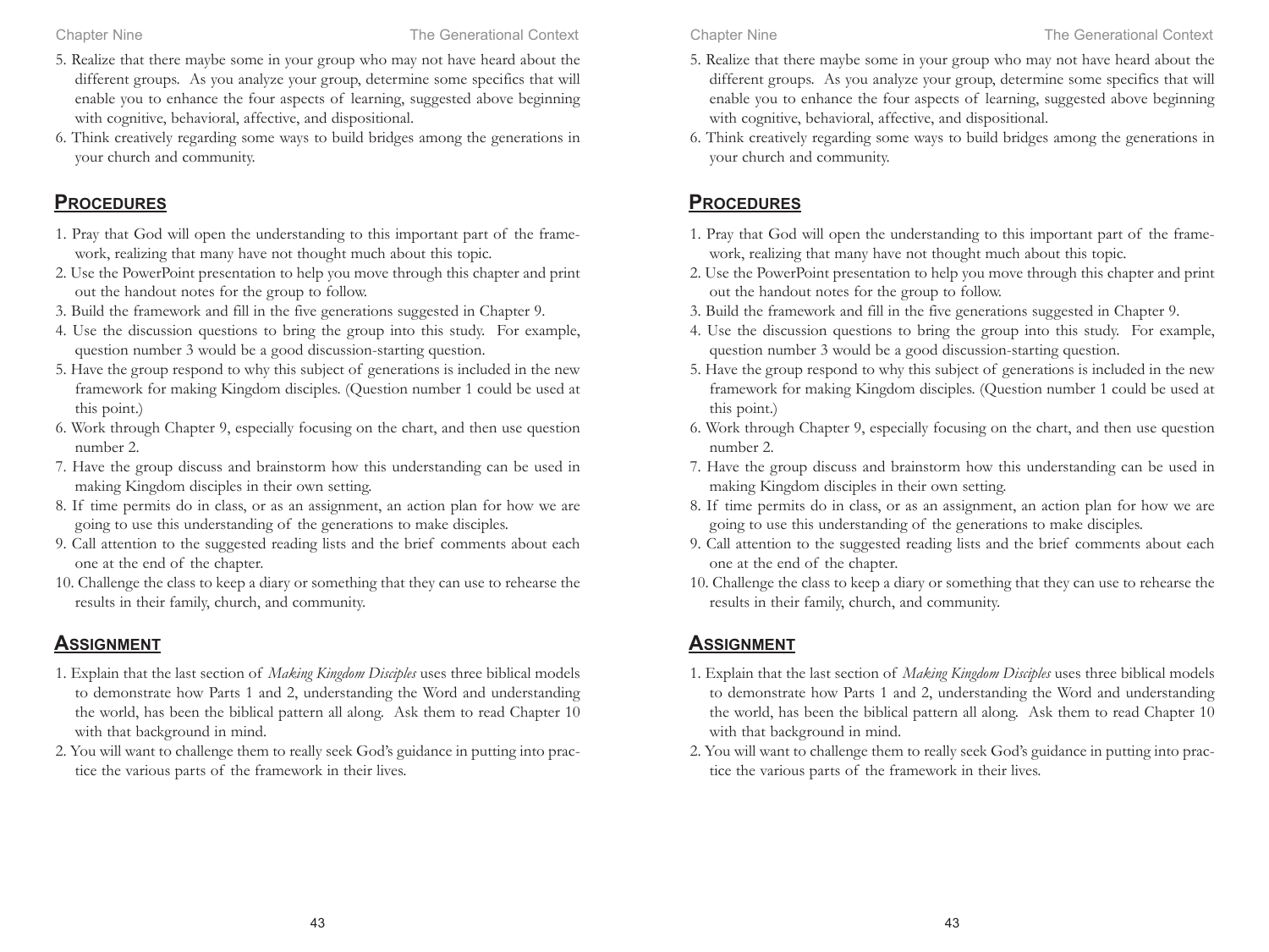5. Realize that there maybe some in your group who may not have heard about the different groups. As you analyze your group, determine some specifics that will enable you to enhance the four aspects of learning, suggested above beginning with cognitive, behavioral, affective, and dispositional.
6. Think creatively regarding some ways to build bridges among the generations in your church and community.

## Procedures

1. Pray that God will open the understanding to this important part of the framework, realizing that many have not thought much about this topic.
2. Use the PowerPoint presentation to help you move through this chapter and print out the handout notes for the group to follow.
3. Build the framework and fill in the five generations suggested in Chapter 9.
4. Use the discussion questions to bring the group into this study. For example, question number 3 would be a good discussion-starting question.
5. Have the group respond to why this subject of generations is included in the new framework for making Kingdom disciples. (Question number 1 could be used at this point.)
6. Work through Chapter 9, especially focusing on the chart, and then use question number 2.
7. Have the group discuss and brainstorm how this understanding can be used in making Kingdom disciples in their own setting.
8. If time permits do in class, or as an assignment, an action plan for how we are going to use this understanding of the generations to make disciples.
9. Call attention to the suggested reading lists and the brief comments about each one at the end of the chapter.
10. Challenge the class to keep a diary or something that they can use to rehearse the results in their family, church, and community.

## Assignment

1. Explain that the last section of *Making Kingdom Disciples* uses three biblical models to demonstrate how Parts 1 and 2, understanding the Word and understanding the world, has been the biblical pattern all along. Ask them to read Chapter 10 with that background in mind.
2. You will want to challenge them to really seek God's guidance in putting into practice the various parts of the framework in their lives.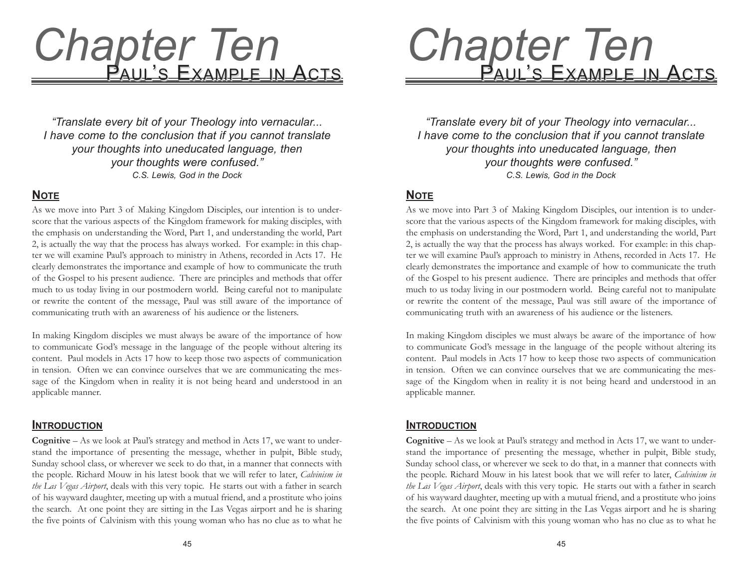# Chapter Ten
## Paul's Example in Acts

*"Translate every bit of your Theology into vernacular... I have come to the conclusion that if you cannot translate your thoughts into uneducated language, then your thoughts were confused."*
*C.S. Lewis, God in the Dock*

### Note

As we move into Part 3 of Making Kingdom Disciples, our intention is to underscore that the various aspects of the Kingdom framework for making disciples, with the emphasis on understanding the Word, Part 1, and understanding the world, Part 2, is actually the way that the process has always worked. For example: in this chapter we will examine Paul's approach to ministry in Athens, recorded in Acts 17. He clearly demonstrates the importance and example of how to communicate the truth of the Gospel to his present audience. There are principles and methods that offer much to us today living in our postmodern world. Being careful not to manipulate or rewrite the content of the message, Paul was still aware of the importance of communicating truth with an awareness of his audience or the listeners.

In making Kingdom disciples we must always be aware of the importance of how to communicate God's message in the language of the people without altering its content. Paul models in Acts 17 how to keep those two aspects of communication in tension. Often we can convince ourselves that we are communicating the message of the Kingdom when in reality it is not being heard and understood in an applicable manner.

### Introduction

**Cognitive** – As we look at Paul's strategy and method in Acts 17, we want to understand the importance of presenting the message, whether in pulpit, Bible study, Sunday school class, or wherever we seek to do that, in a manner that connects with the people. Richard Mouw in his latest book that we will refer to later, *Calvinism in the Las Vegas Airport*, deals with this very topic. He starts out with a father in search of his wayward daughter, meeting up with a mutual friend, and a prostitute who joins the search. At one point they are sitting in the Las Vegas airport and he is sharing the five points of Calvinism with this young woman who has no clue as to what he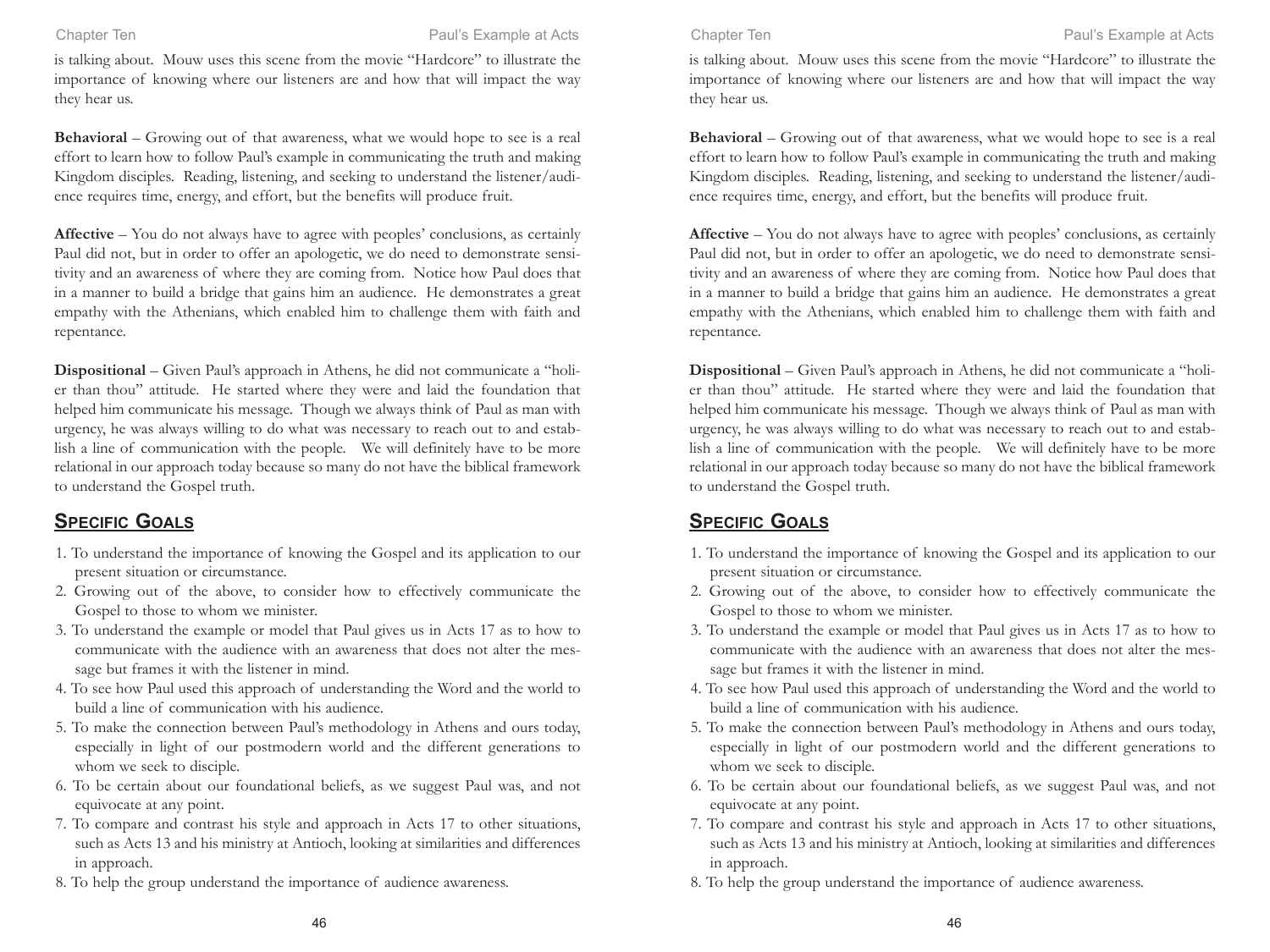is talking about. Mouw uses this scene from the movie "Hardcore" to illustrate the importance of knowing where our listeners are and how that will impact the way they hear us.

**Behavioral** – Growing out of that awareness, what we would hope to see is a real effort to learn how to follow Paul's example in communicating the truth and making Kingdom disciples. Reading, listening, and seeking to understand the listener/audience requires time, energy, and effort, but the benefits will produce fruit.

**Affective** – You do not always have to agree with peoples' conclusions, as certainly Paul did not, but in order to offer an apologetic, we do need to demonstrate sensitivity and an awareness of where they are coming from. Notice how Paul does that in a manner to build a bridge that gains him an audience. He demonstrates a great empathy with the Athenians, which enabled him to challenge them with faith and repentance.

**Dispositional** – Given Paul's approach in Athens, he did not communicate a "holier than thou" attitude. He started where they were and laid the foundation that helped him communicate his message. Though we always think of Paul as man with urgency, he was always willing to do what was necessary to reach out to and establish a line of communication with the people. We will definitely have to be more relational in our approach today because so many do not have the biblical framework to understand the Gospel truth.

## Specific Goals

1. To understand the importance of knowing the Gospel and its application to our present situation or circumstance.
2. Growing out of the above, to consider how to effectively communicate the Gospel to those to whom we minister.
3. To understand the example or model that Paul gives us in Acts 17 as to how to communicate with the audience with an awareness that does not alter the message but frames it with the listener in mind.
4. To see how Paul used this approach of understanding the Word and the world to build a line of communication with his audience.
5. To make the connection between Paul's methodology in Athens and ours today, especially in light of our postmodern world and the different generations to whom we seek to disciple.
6. To be certain about our foundational beliefs, as we suggest Paul was, and not equivocate at any point.
7. To compare and contrast his style and approach in Acts 17 to other situations, such as Acts 13 and his ministry at Antioch, looking at similarities and differences in approach.
8. To help the group understand the importance of audience awareness.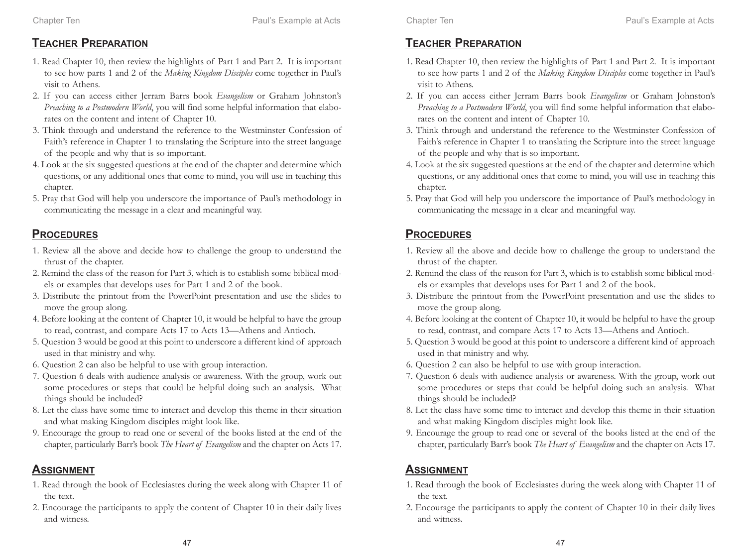## Teacher Preparation

1. Read Chapter 10, then review the highlights of Part 1 and Part 2. It is important to see how parts 1 and 2 of the *Making Kingdom Disciples* come together in Paul's visit to Athens.
2. If you can access either Jerram Barrs book *Evangelism* or Graham Johnston's *Preaching to a Postmodern World*, you will find some helpful information that elaborates on the content and intent of Chapter 10.
3. Think through and understand the reference to the Westminster Confession of Faith's reference in Chapter 1 to translating the Scripture into the street language of the people and why that is so important.
4. Look at the six suggested questions at the end of the chapter and determine which questions, or any additional ones that come to mind, you will use in teaching this chapter.
5. Pray that God will help you underscore the importance of Paul's methodology in communicating the message in a clear and meaningful way.

## Procedures

1. Review all the above and decide how to challenge the group to understand the thrust of the chapter.
2. Remind the class of the reason for Part 3, which is to establish some biblical models or examples that develops uses for Part 1 and 2 of the book.
3. Distribute the printout from the PowerPoint presentation and use the slides to move the group along.
4. Before looking at the content of Chapter 10, it would be helpful to have the group to read, contrast, and compare Acts 17 to Acts 13—Athens and Antioch.
5. Question 3 would be good at this point to underscore a different kind of approach used in that ministry and why.
6. Question 2 can also be helpful to use with group interaction.
7. Question 6 deals with audience analysis or awareness. With the group, work out some procedures or steps that could be helpful doing such an analysis. What things should be included?
8. Let the class have some time to interact and develop this theme in their situation and what making Kingdom disciples might look like.
9. Encourage the group to read one or several of the books listed at the end of the chapter, particularly Barr's book *The Heart of Evangelism* and the chapter on Acts 17.

## Assignment

1. Read through the book of Ecclesiastes during the week along with Chapter 11 of the text.
2. Encourage the participants to apply the content of Chapter 10 in their daily lives and witness.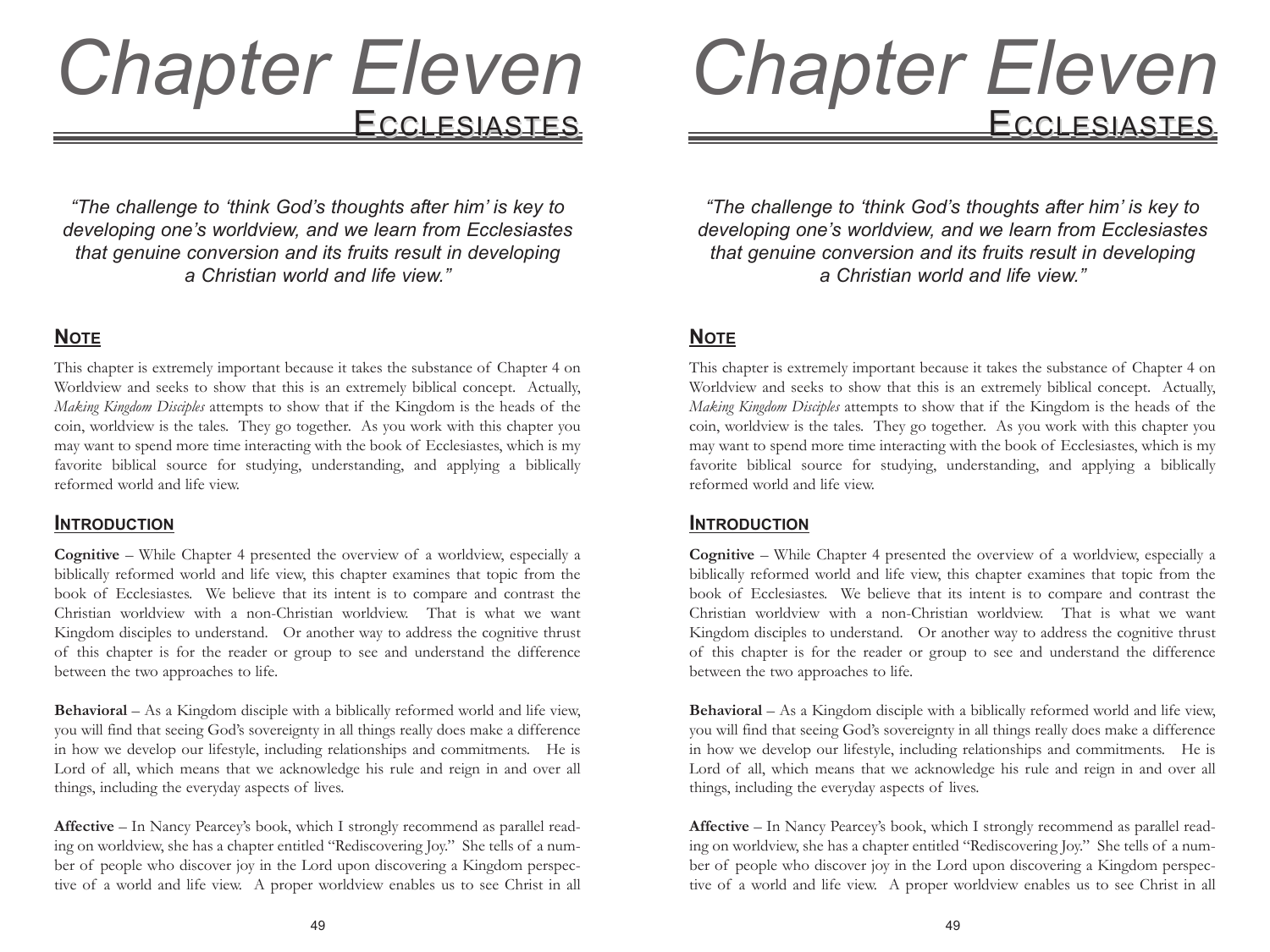# Chapter Eleven

## Ecclesiastes

*"The challenge to 'think God's thoughts after him' is key to developing one's worldview, and we learn from Ecclesiastes that genuine conversion and its fruits result in developing a Christian world and life view."*

### Note

This chapter is extremely important because it takes the substance of Chapter 4 on Worldview and seeks to show that this is an extremely biblical concept. Actually, *Making Kingdom Disciples* attempts to show that if the Kingdom is the heads of the coin, worldview is the tales. They go together. As you work with this chapter you may want to spend more time interacting with the book of Ecclesiastes, which is my favorite biblical source for studying, understanding, and applying a biblically reformed world and life view.

### Introduction

**Cognitive** – While Chapter 4 presented the overview of a worldview, especially a biblically reformed world and life view, this chapter examines that topic from the book of Ecclesiastes. We believe that its intent is to compare and contrast the Christian worldview with a non-Christian worldview. That is what we want Kingdom disciples to understand. Or another way to address the cognitive thrust of this chapter is for the reader or group to see and understand the difference between the two approaches to life.

**Behavioral** – As a Kingdom disciple with a biblically reformed world and life view, you will find that seeing God's sovereignty in all things really does make a difference in how we develop our lifestyle, including relationships and commitments. He is Lord of all, which means that we acknowledge his rule and reign in and over all things, including the everyday aspects of lives.

**Affective** – In Nancy Pearcey's book, which I strongly recommend as parallel reading on worldview, she has a chapter entitled "Rediscovering Joy." She tells of a number of people who discover joy in the Lord upon discovering a Kingdom perspective of a world and life view. A proper worldview enables us to see Christ in all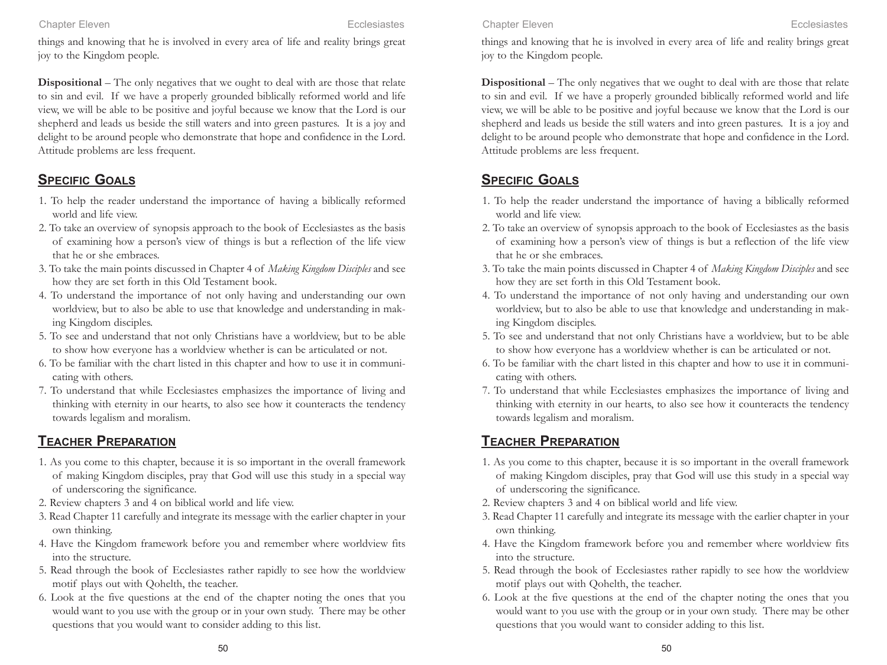things and knowing that he is involved in every area of life and reality brings great joy to the Kingdom people.

**Dispositional** – The only negatives that we ought to deal with are those that relate to sin and evil. If we have a properly grounded biblically reformed world and life view, we will be able to be positive and joyful because we know that the Lord is our shepherd and leads us beside the still waters and into green pastures. It is a joy and delight to be around people who demonstrate that hope and confidence in the Lord. Attitude problems are less frequent.

## Specific Goals

1. To help the reader understand the importance of having a biblically reformed world and life view.
2. To take an overview of synopsis approach to the book of Ecclesiastes as the basis of examining how a person's view of things is but a reflection of the life view that he or she embraces.
3. To take the main points discussed in Chapter 4 of *Making Kingdom Disciples* and see how they are set forth in this Old Testament book.
4. To understand the importance of not only having and understanding our own worldview, but to also be able to use that knowledge and understanding in making Kingdom disciples.
5. To see and understand that not only Christians have a worldview, but to be able to show how everyone has a worldview whether is can be articulated or not.
6. To be familiar with the chart listed in this chapter and how to use it in communicating with others.
7. To understand that while Ecclesiastes emphasizes the importance of living and thinking with eternity in our hearts, to also see how it counteracts the tendency towards legalism and moralism.

## Teacher Preparation

1. As you come to this chapter, because it is so important in the overall framework of making Kingdom disciples, pray that God will use this study in a special way of underscoring the significance.
2. Review chapters 3 and 4 on biblical world and life view.
3. Read Chapter 11 carefully and integrate its message with the earlier chapter in your own thinking.
4. Have the Kingdom framework before you and remember where worldview fits into the structure.
5. Read through the book of Ecclesiastes rather rapidly to see how the worldview motif plays out with Qohelth, the teacher.
6. Look at the five questions at the end of the chapter noting the ones that you would want to you use with the group or in your own study. There may be other questions that you would want to consider adding to this list.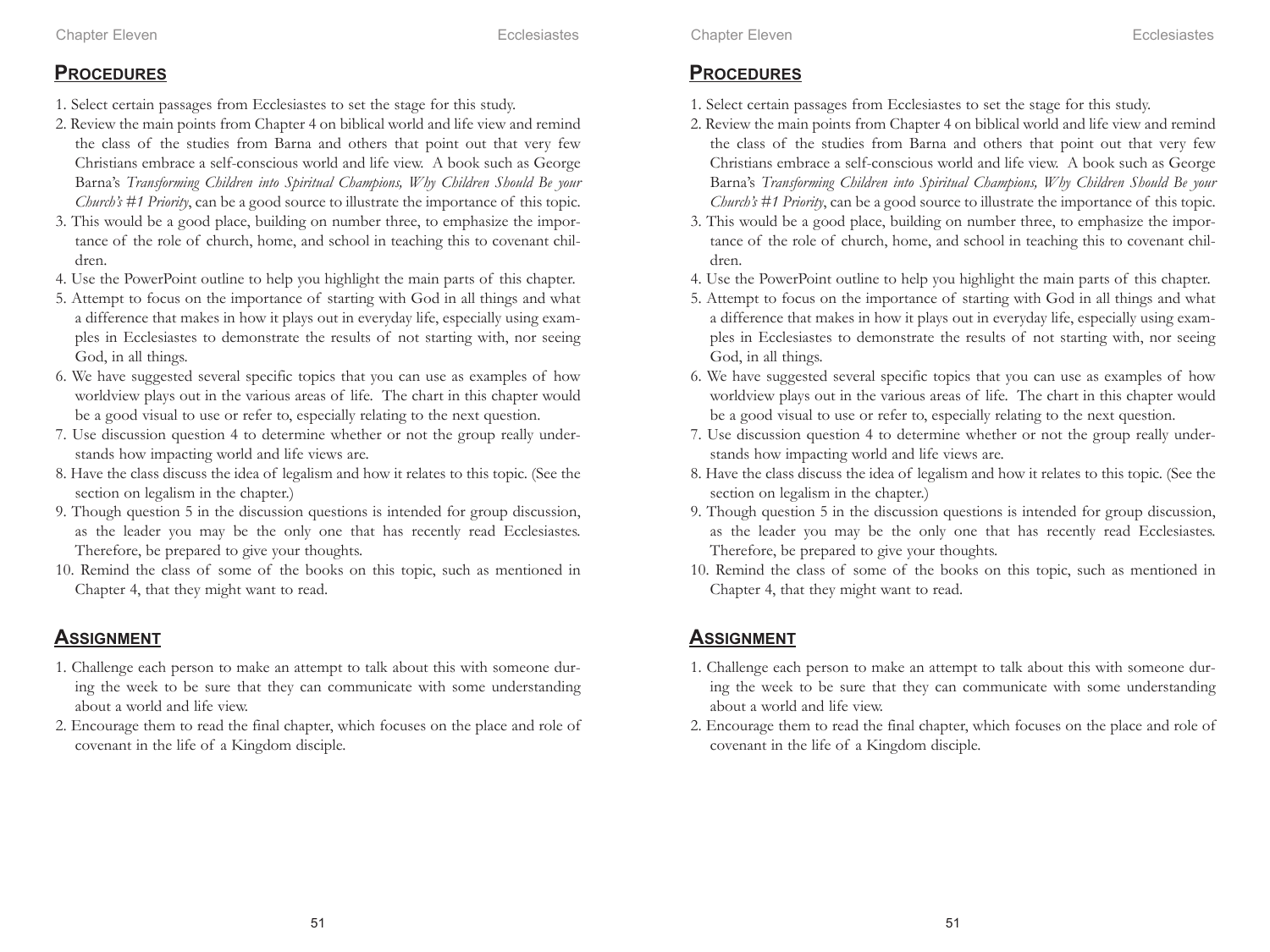## Procedures

1. Select certain passages from Ecclesiastes to set the stage for this study.
2. Review the main points from Chapter 4 on biblical world and life view and remind the class of the studies from Barna and others that point out that very few Christians embrace a self-conscious world and life view. A book such as George Barna's *Transforming Children into Spiritual Champions, Why Children Should Be your Church's #1 Priority*, can be a good source to illustrate the importance of this topic.
3. This would be a good place, building on number three, to emphasize the importance of the role of church, home, and school in teaching this to covenant children.
4. Use the PowerPoint outline to help you highlight the main parts of this chapter.
5. Attempt to focus on the importance of starting with God in all things and what a difference that makes in how it plays out in everyday life, especially using examples in Ecclesiastes to demonstrate the results of not starting with, nor seeing God, in all things.
6. We have suggested several specific topics that you can use as examples of how worldview plays out in the various areas of life. The chart in this chapter would be a good visual to use or refer to, especially relating to the next question.
7. Use discussion question 4 to determine whether or not the group really understands how impacting world and life views are.
8. Have the class discuss the idea of legalism and how it relates to this topic. (See the section on legalism in the chapter.)
9. Though question 5 in the discussion questions is intended for group discussion, as the leader you may be the only one that has recently read Ecclesiastes. Therefore, be prepared to give your thoughts.
10. Remind the class of some of the books on this topic, such as mentioned in Chapter 4, that they might want to read.

## Assignment

1. Challenge each person to make an attempt to talk about this with someone during the week to be sure that they can communicate with some understanding about a world and life view.
2. Encourage them to read the final chapter, which focuses on the place and role of covenant in the life of a Kingdom disciple.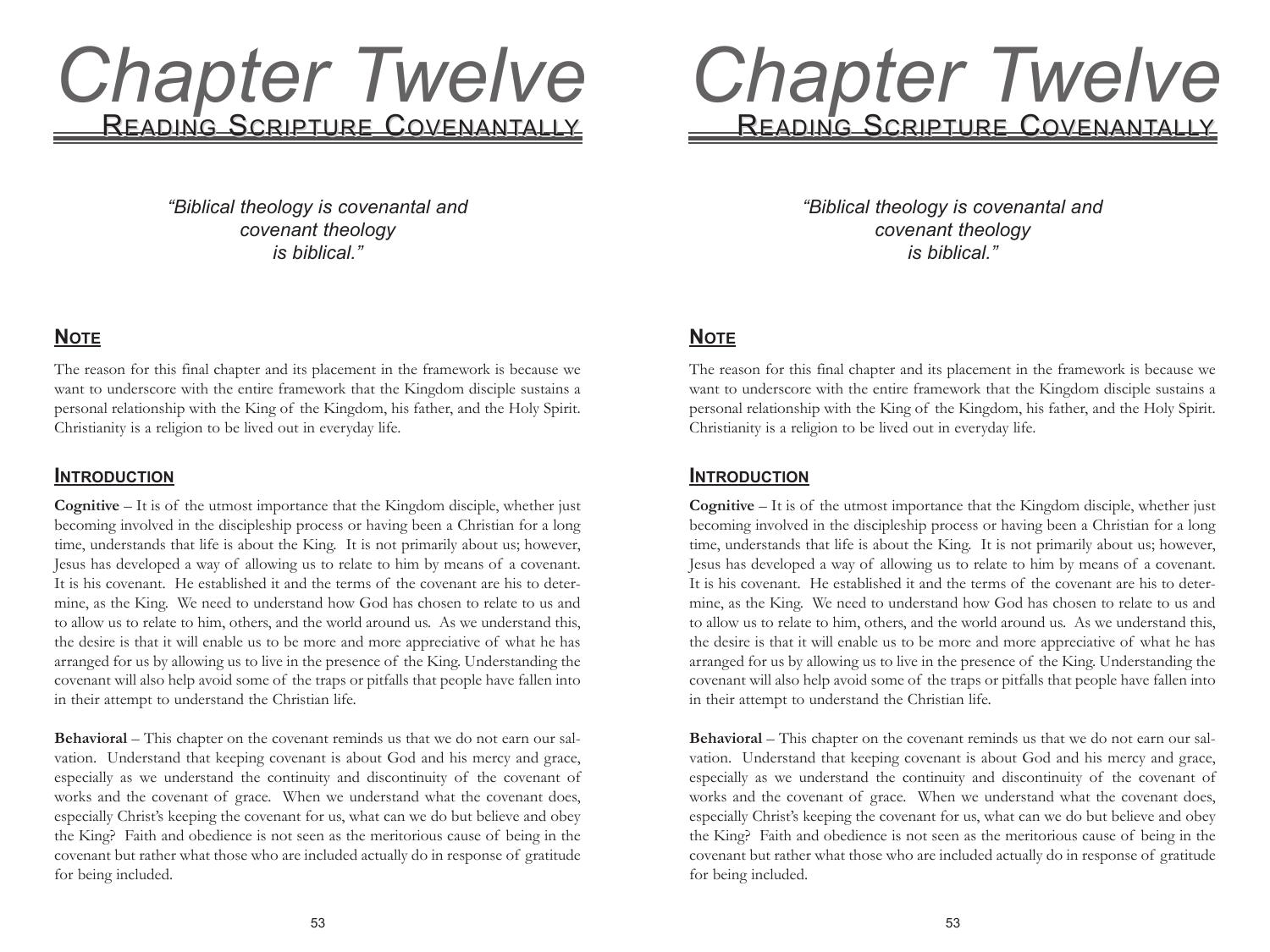# Chapter Twelve

## Reading Scripture Covenantally

*"Biblical theology is covenantal and covenant theology is biblical."*

### Note

The reason for this final chapter and its placement in the framework is because we want to underscore with the entire framework that the Kingdom disciple sustains a personal relationship with the King of the Kingdom, his father, and the Holy Spirit. Christianity is a religion to be lived out in everyday life.

### Introduction

**Cognitive** – It is of the utmost importance that the Kingdom disciple, whether just becoming involved in the discipleship process or having been a Christian for a long time, understands that life is about the King. It is not primarily about us; however, Jesus has developed a way of allowing us to relate to him by means of a covenant. It is his covenant. He established it and the terms of the covenant are his to determine, as the King. We need to understand how God has chosen to relate to us and to allow us to relate to him, others, and the world around us. As we understand this, the desire is that it will enable us to be more and more appreciative of what he has arranged for us by allowing us to live in the presence of the King. Understanding the covenant will also help avoid some of the traps or pitfalls that people have fallen into in their attempt to understand the Christian life.

**Behavioral** – This chapter on the covenant reminds us that we do not earn our salvation. Understand that keeping covenant is about God and his mercy and grace, especially as we understand the continuity and discontinuity of the covenant of works and the covenant of grace. When we understand what the covenant does, especially Christ's keeping the covenant for us, what can we do but believe and obey the King? Faith and obedience is not seen as the meritorious cause of being in the covenant but rather what those who are included actually do in response of gratitude for being included.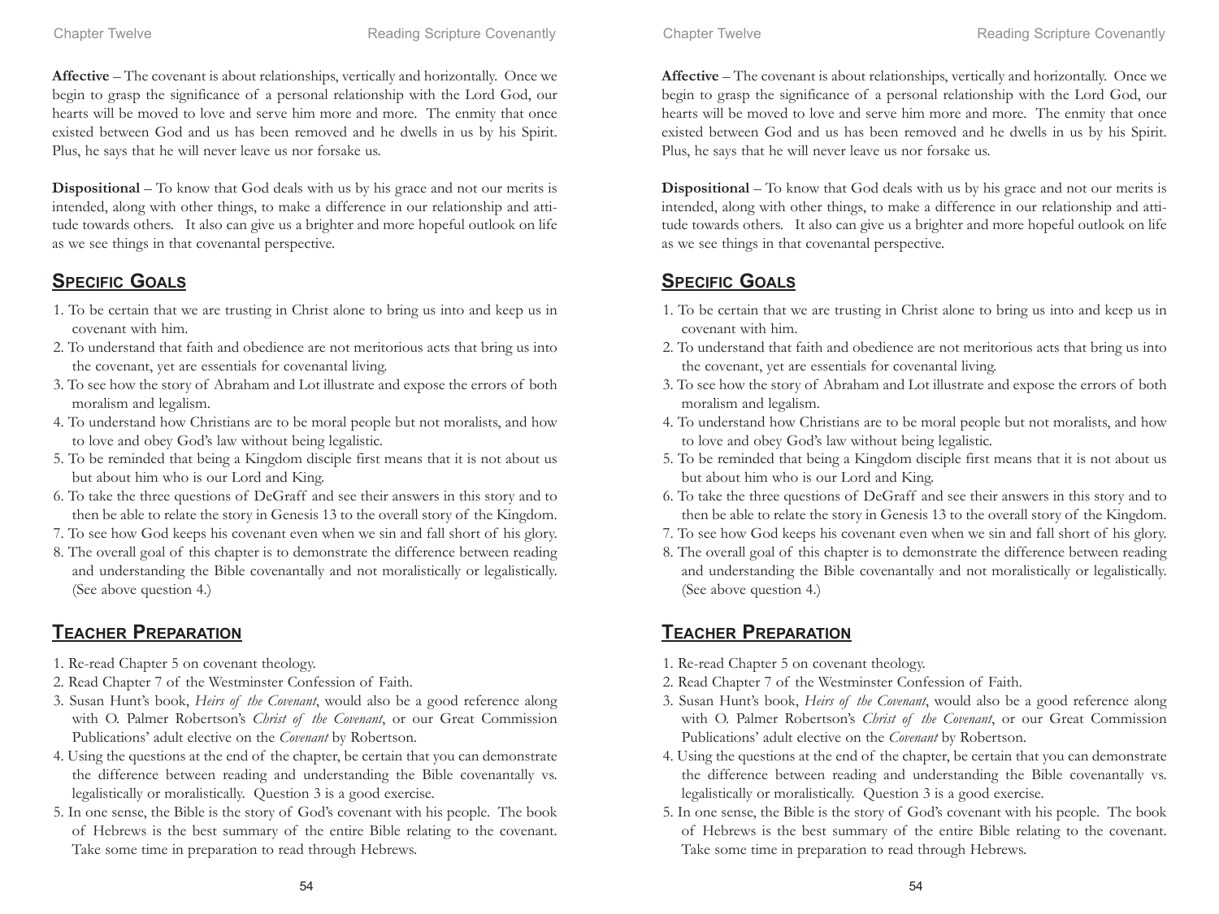**Affective** – The covenant is about relationships, vertically and horizontally. Once we begin to grasp the significance of a personal relationship with the Lord God, our hearts will be moved to love and serve him more and more. The enmity that once existed between God and us has been removed and he dwells in us by his Spirit. Plus, he says that he will never leave us nor forsake us.

**Dispositional** – To know that God deals with us by his grace and not our merits is intended, along with other things, to make a difference in our relationship and attitude towards others. It also can give us a brighter and more hopeful outlook on life as we see things in that covenantal perspective.

## Specific Goals

1. To be certain that we are trusting in Christ alone to bring us into and keep us in covenant with him.
2. To understand that faith and obedience are not meritorious acts that bring us into the covenant, yet are essentials for covenantal living.
3. To see how the story of Abraham and Lot illustrate and expose the errors of both moralism and legalism.
4. To understand how Christians are to be moral people but not moralists, and how to love and obey God's law without being legalistic.
5. To be reminded that being a Kingdom disciple first means that it is not about us but about him who is our Lord and King.
6. To take the three questions of DeGraff and see their answers in this story and to then be able to relate the story in Genesis 13 to the overall story of the Kingdom.
7. To see how God keeps his covenant even when we sin and fall short of his glory.
8. The overall goal of this chapter is to demonstrate the difference between reading and understanding the Bible covenantally and not moralistically or legalistically. (See above question 4.)

## Teacher Preparation

1. Re-read Chapter 5 on covenant theology.
2. Read Chapter 7 of the Westminster Confession of Faith.
3. Susan Hunt's book, *Heirs of the Covenant*, would also be a good reference along with O. Palmer Robertson's *Christ of the Covenant*, or our Great Commission Publications' adult elective on the *Covenant* by Robertson.
4. Using the questions at the end of the chapter, be certain that you can demonstrate the difference between reading and understanding the Bible covenantally vs. legalistically or moralistically. Question 3 is a good exercise.
5. In one sense, the Bible is the story of God's covenant with his people. The book of Hebrews is the best summary of the entire Bible relating to the covenant. Take some time in preparation to read through Hebrews.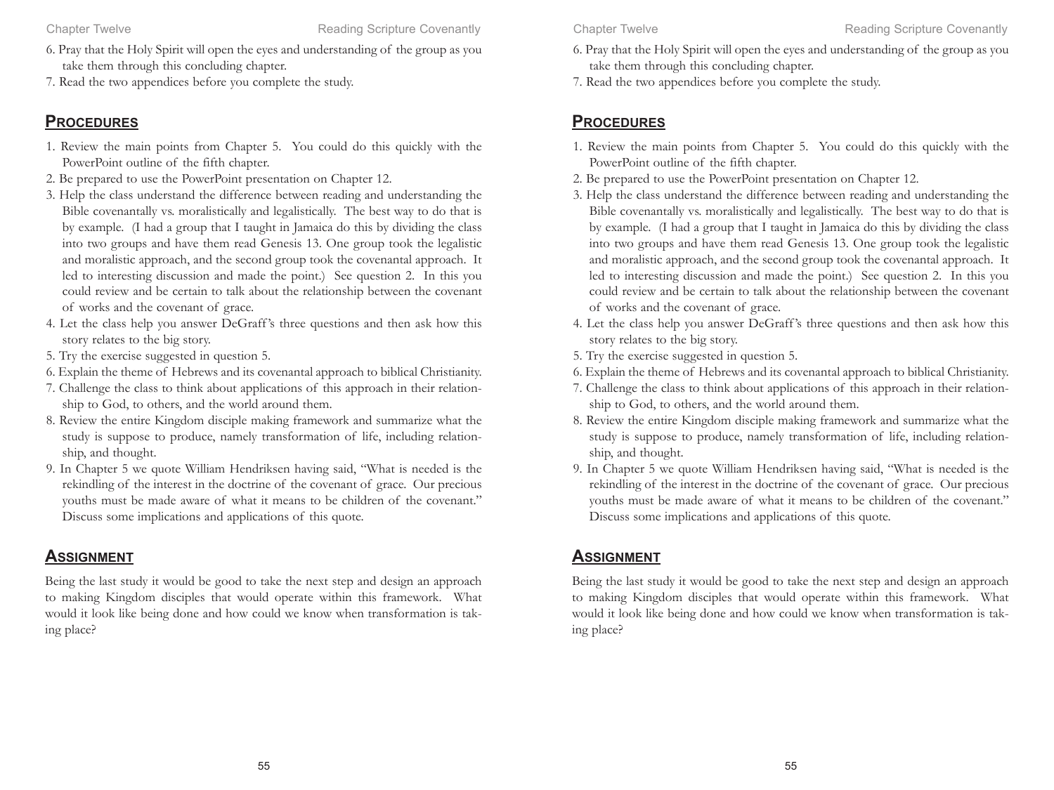6. Pray that the Holy Spirit will open the eyes and understanding of the group as you take them through this concluding chapter.
7. Read the two appendices before you complete the study.

## Procedures

1. Review the main points from Chapter 5. You could do this quickly with the PowerPoint outline of the fifth chapter.
2. Be prepared to use the PowerPoint presentation on Chapter 12.
3. Help the class understand the difference between reading and understanding the Bible covenantally vs. moralistically and legalistically. The best way to do that is by example. (I had a group that I taught in Jamaica do this by dividing the class into two groups and have them read Genesis 13. One group took the legalistic and moralistic approach, and the second group took the covenantal approach. It led to interesting discussion and made the point.) See question 2. In this you could review and be certain to talk about the relationship between the covenant of works and the covenant of grace.
4. Let the class help you answer DeGraff's three questions and then ask how this story relates to the big story.
5. Try the exercise suggested in question 5.
6. Explain the theme of Hebrews and its covenantal approach to biblical Christianity.
7. Challenge the class to think about applications of this approach in their relationship to God, to others, and the world around them.
8. Review the entire Kingdom disciple making framework and summarize what the study is suppose to produce, namely transformation of life, including relationship, and thought.
9. In Chapter 5 we quote William Hendriksen having said, "What is needed is the rekindling of the interest in the doctrine of the covenant of grace. Our precious youths must be made aware of what it means to be children of the covenant." Discuss some implications and applications of this quote.

## Assignment

Being the last study it would be good to take the next step and design an approach to making Kingdom disciples that would operate within this framework. What would it look like being done and how could we know when transformation is taking place?